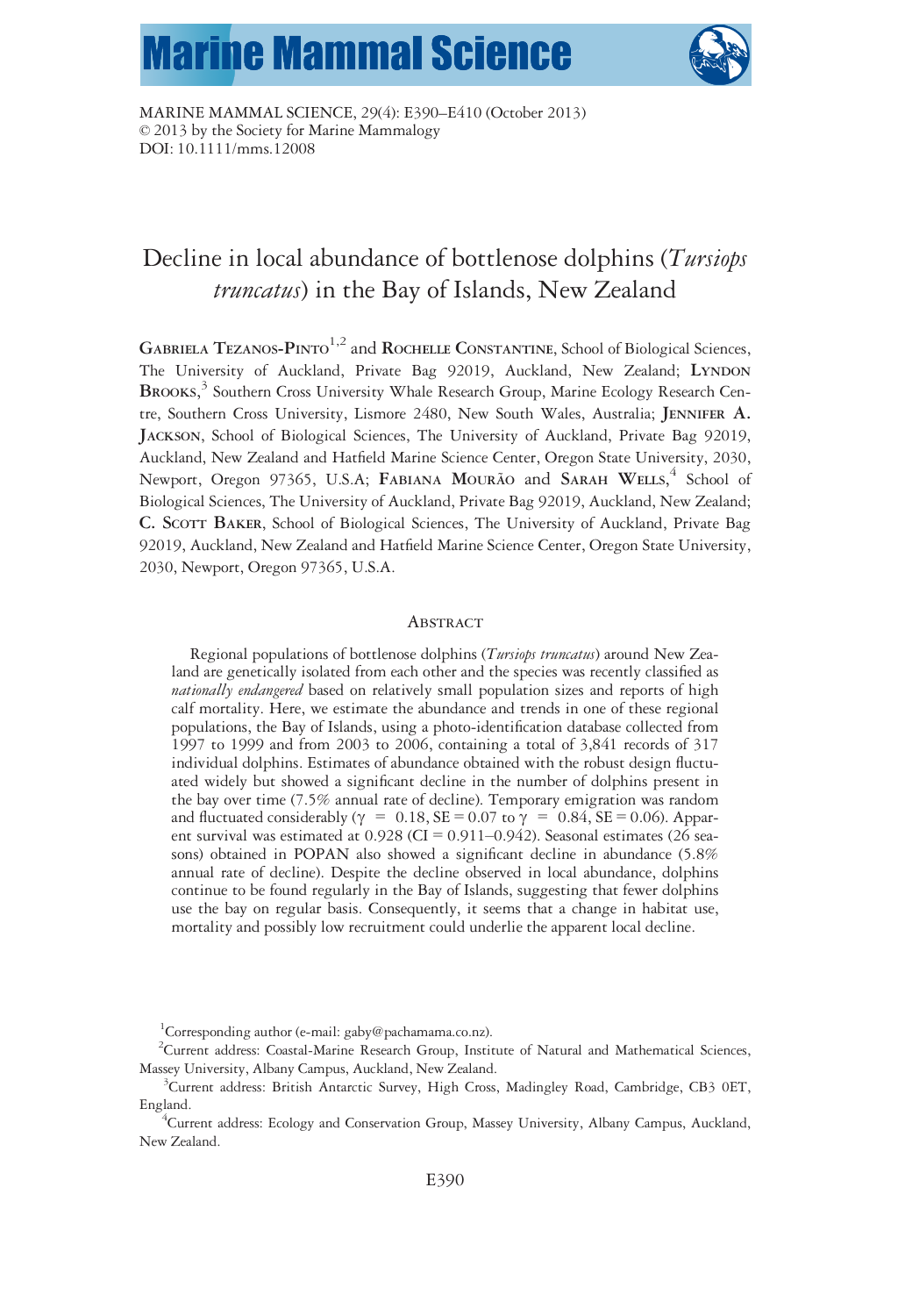# Decline in local abundance of bottlenose dolphins (*Tursiops truncatus*) in the Bay of Islands, New Zealand

Gabriela Tezanos-Pinto[1,2] and Rochelle Constantine, School of Biological Sciences, The University of Auckland, Private Bag 92019, Auckland, New Zealand; Lyndon Brooks,[3] Southern Cross University Whale Research Group, Marine Ecology Research Centre, Southern Cross University, Lismore 2480, New South Wales, Australia; Jennifer A. Jackson, School of Biological Sciences, The University of Auckland, Private Bag 92019, Auckland, New Zealand and Hatfield Marine Science Center, Oregon State University, 2030, Newport, Oregon 97365, U.S.A; Fabiana Mourão and Sarah Wells,[4] School of Biological Sciences, The University of Auckland, Private Bag 92019, Auckland, New Zealand; C. Scott Baker, School of Biological Sciences, The University of Auckland, Private Bag 92019, Auckland, New Zealand and Hatfield Marine Science Center, Oregon State University, 2030, Newport, Oregon 97365, U.S.A.

## Abstract

Regional populations of bottlenose dolphins (*Tursiops truncatus*) around New Zealand are genetically isolated from each other and the species was recently classified as *nationally endangered* based on relatively small population sizes and reports of high calf mortality. Here, we estimate the abundance and trends in one of these regional populations, the Bay of Islands, using a photo-identification database collected from 1997 to 1999 and from 2003 to 2006, containing a total of 317 individual dolphins. Estimates of abundance obtained with the robust design fluctuated widely but showed a significant decline in the number of dolphins present in the bay over time (7.5% annual rate of decline). Temporary emigration was random and fluctuated considerably ($\gamma = 0.18$, SE = 0.07 to $\gamma = 0.84$, SE = 0.06). Apparent survival was estimated at 0.928 (CI = 0.911–0.942). Seasonal estimates (26 seasons) obtained in POPAN also showed a significant decline in abundance (5.8% annual rate of decline). Despite the decline observed in local abundance, dolphins continue to be found regularly in the Bay of Islands, suggesting that fewer dolphins use the bay on regular basis. Consequently, it seems that a change in habitat use, mortality and possibly low recruitment could underlie the apparent local decline.

[1]Corresponding author (e-mail: gaby@pachamama.co.nz).

[2]Current address: Coastal-Marine Research Group, Institute of Natural and Mathematical Sciences, Massey University, Albany Campus, Auckland, New Zealand.

[3]Current address: British Antarctic Survey, High Cross, Madingley Road, Cambridge, CB3 0ET, England.

[4]Current address: Ecology and Conservation Group, Massey University, Albany Campus, Auckland, New Zealand.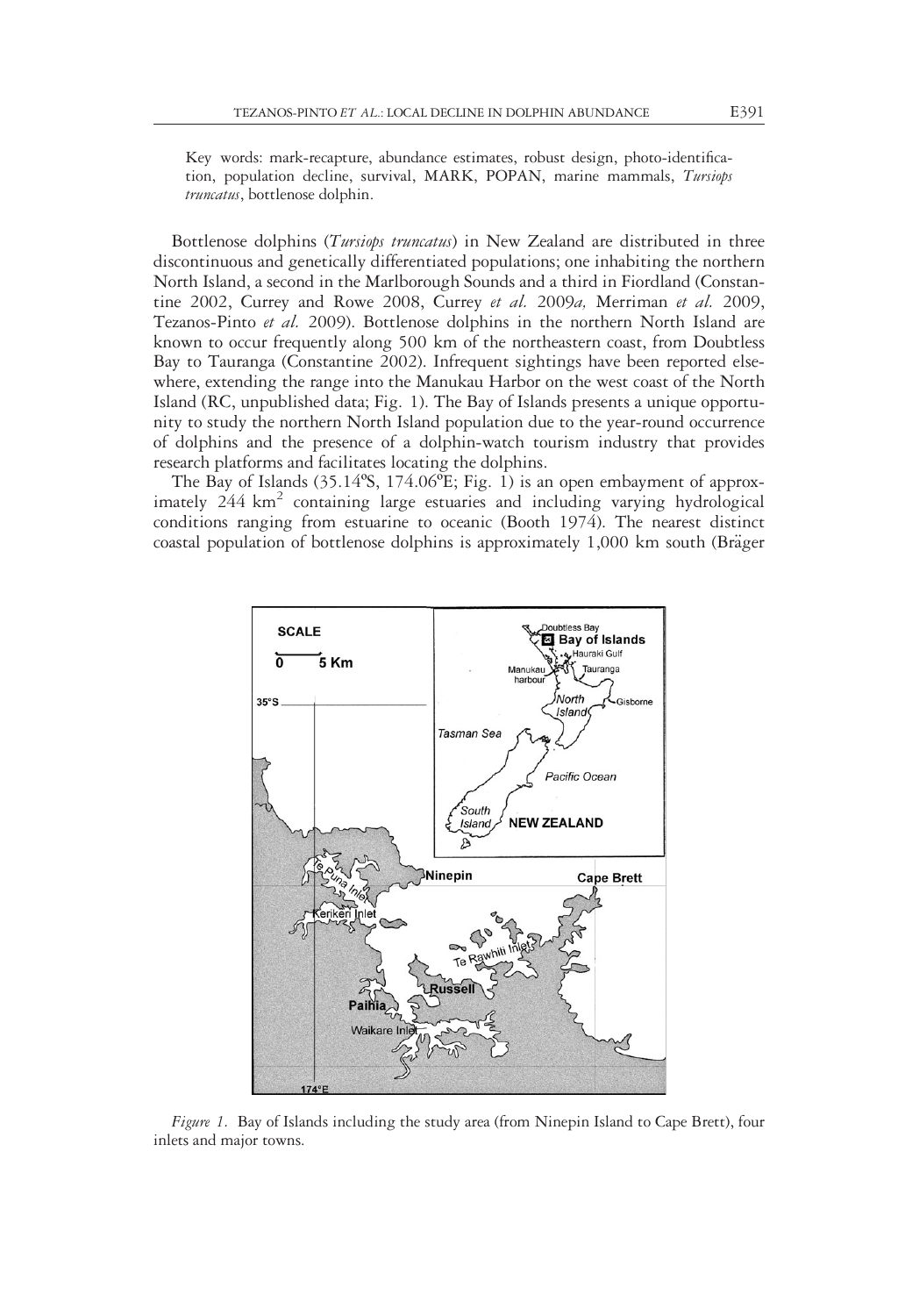Key words: mark-recapture, abundance estimates, robust design, photo-identification, population decline, survival, MARK, POPAN, marine mammals, *Tursiops truncatus*, bottlenose dolphin.

Bottlenose dolphins (*Tursiops truncatus*) in New Zealand are distributed in three discontinuous and genetically differentiated populations; one inhabiting the northern North Island, a second in the Marlborough Sounds and a third in Fiordland (Constantine 2002, Currey and Rowe 2008, Currey *et al.* 2009*a,* Merriman *et al.* 2009, Tezanos-Pinto *et al.* 2009). Bottlenose dolphins in the northern North Island are known to occur frequently along 500 km of the northeastern coast, from Doubtless Bay to Tauranga (Constantine 2002). Infrequent sightings have been reported elsewhere, extending the range into the Manukau Harbor on the west coast of the North Island (RC, unpublished data; Fig. 1). The Bay of Islands presents a unique opportunity to study the northern North Island population due to the year-round occurrence of dolphins and the presence of a dolphin-watch tourism industry that provides research platforms and facilitates locating the dolphins.

The Bay of Islands (35.14ºS, 174.06ºE; Fig. 1) is an open embayment of approximately 244 km$^2$ containing large estuaries and including varying hydrological conditions ranging from estuarine to oceanic (Booth 1974). The nearest distinct coastal population of bottlenose dolphins is approximately 1,000 km south (Bräger

*Figure 1.* Bay of Islands including the study area (from Ninepin Island to Cape Brett), four inlets and major towns.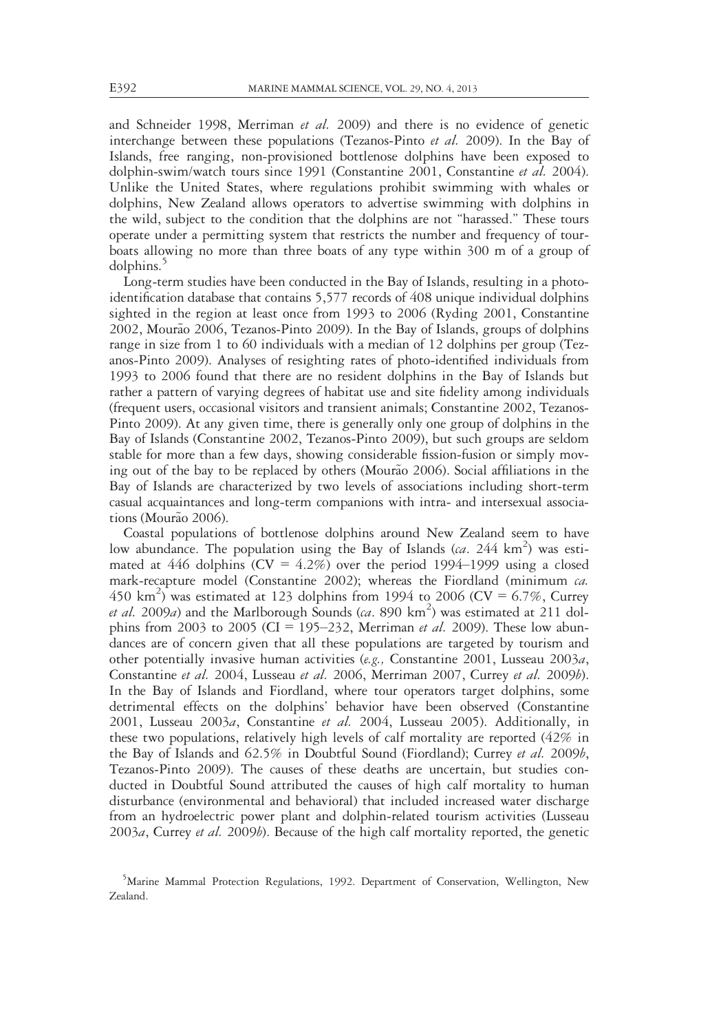and Schneider 1998, Merriman *et al.* 2009) and there is no evidence of genetic interchange between these populations (Tezanos-Pinto *et al.* 2009). In the Bay of Islands, free ranging, non-provisioned bottlenose dolphins have been exposed to dolphin-swim/watch tours since 1991 (Constantine 2001, Constantine *et al.* 2004). Unlike the United States, where regulations prohibit swimming with whales or dolphins, New Zealand allows operators to advertise swimming with dolphins in the wild, subject to the condition that the dolphins are not "harassed." These tours operate under a permitting system that restricts the number and frequency of tourboats allowing no more than three boats of any type within 300 m of a group of dolphins.[5]

Long-term studies have been conducted in the Bay of Islands, resulting in a photo-identification database that contains 5,577 records of 408 unique individual dolphins sighted in the region at least once from 1993 to 2006 (Ryding 2001, Constantine 2002, Mourão 2006, Tezanos-Pinto 2009). In the Bay of Islands, groups of dolphins range in size from 1 to 60 individuals with a median of 12 dolphins per group (Tezanos-Pinto 2009). Analyses of resighting rates of photo-identified individuals from 1993 to 2006 found that there are no resident dolphins in the Bay of Islands but rather a pattern of varying degrees of habitat use and site fidelity among individuals (frequent users, occasional visitors and transient animals; Constantine 2002, Tezanos-Pinto 2009). At any given time, there is generally only one group of dolphins in the Bay of Islands (Constantine 2002, Tezanos-Pinto 2009), but such groups are seldom stable for more than a few days, showing considerable fission-fusion or simply moving out of the bay to be replaced by others (Mourão 2006). Social affiliations in the Bay of Islands are characterized by two levels of associations including short-term casual acquaintances and long-term companions with intra- and intersexual associations (Mourão 2006).

Coastal populations of bottlenose dolphins around New Zealand seem to have low abundance. The population using the Bay of Islands (*ca.* 244 $km^2$) was estimated at 446 dolphins (CV = 4.2%) over the period 1994–1999 using a closed mark-recapture model (Constantine 2002); whereas the Fiordland (minimum *ca.* 450 $km^2$) was estimated at 123 dolphins from 1994 to 2006 (CV = 6.7%, Currey *et al.* 2009*a*) and the Marlborough Sounds (*ca.* 890 $km^2$) was estimated at 211 dolphins from 2003 to 2005 (CI = 195–232, Merriman *et al.* 2009). These low abundances are of concern given that all these populations are targeted by tourism and other potentially invasive human activities (*e.g.,* Constantine 2001, Lusseau 2003*a*, Constantine *et al.* 2004, Lusseau *et al.* 2006, Merriman 2007, Currey *et al.* 2009*b*). In the Bay of Islands and Fiordland, where tour operators target dolphins, some detrimental effects on the dolphins' behavior have been observed (Constantine 2001, Lusseau 2003*a*, Constantine *et al.* 2004, Lusseau 2005). Additionally, in these two populations, relatively high levels of calf mortality are reported (42% in the Bay of Islands and 62.5% in Doubtful Sound (Fiordland); Currey *et al.* 2009*b*, Tezanos-Pinto 2009). The causes of these deaths are uncertain, but studies conducted in Doubtful Sound attributed the causes of high calf mortality to human disturbance (environmental and behavioral) that included increased water discharge from an hydroelectric power plant and dolphin-related tourism activities (Lusseau 2003*a*, Currey *et al.* 2009*b*). Because of the high calf mortality reported, the genetic

[5]Marine Mammal Protection Regulations, 1992. Department of Conservation, Wellington, New Zealand.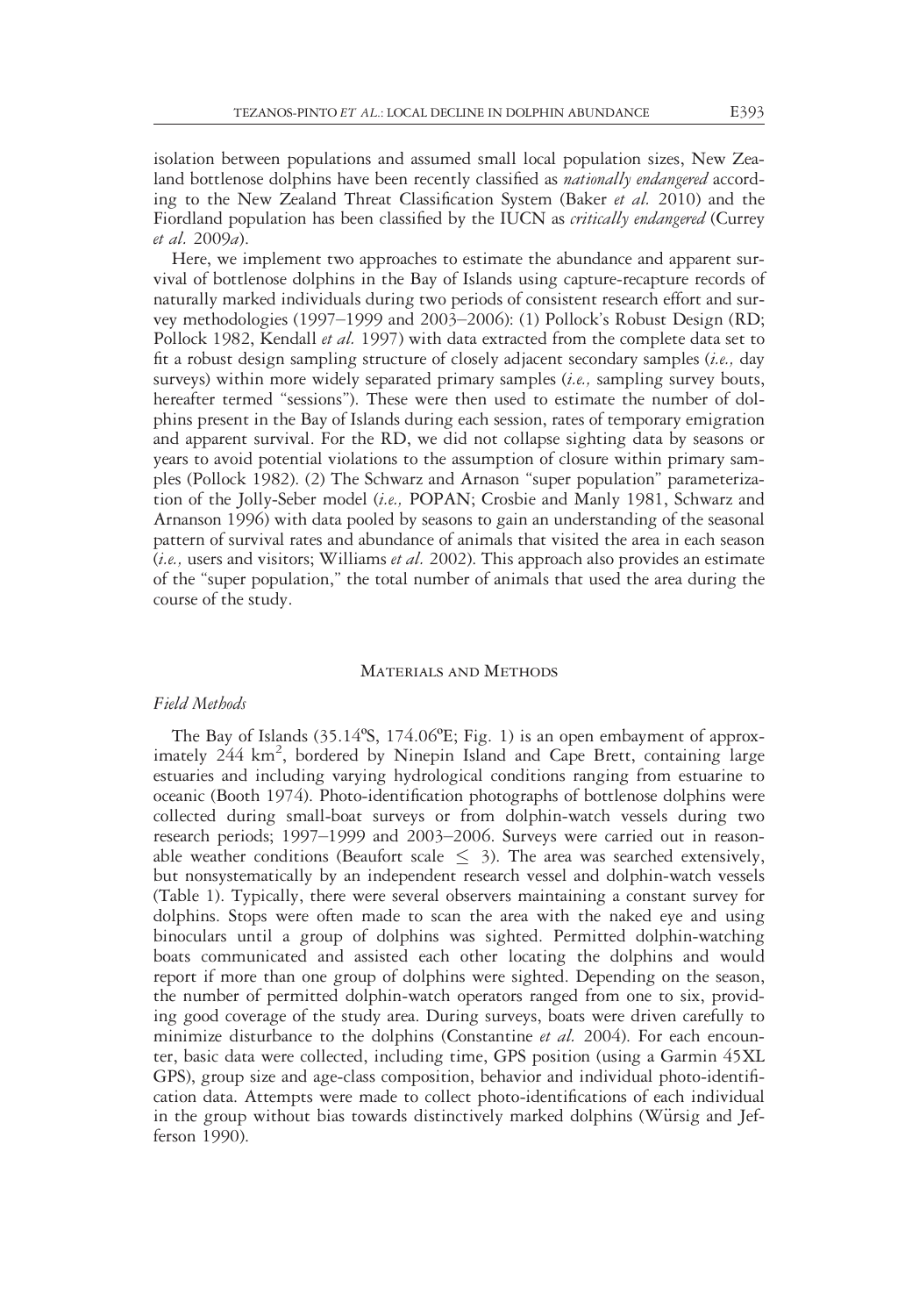isolation between populations and assumed small local population sizes, New Zealand bottlenose dolphins have been recently classified as *nationally endangered* according to the New Zealand Threat Classification System (Baker *et al.* 2010) and the Fiordland population has been classified by the IUCN as *critically endangered* (Currey *et al.* 2009*a*).

Here, we implement two approaches to estimate the abundance and apparent survival of bottlenose dolphins in the Bay of Islands using capture-recapture records of naturally marked individuals during two periods of consistent research effort and survey methodologies (1997–1999 and 2003–2006): (1) Pollock's Robust Design (RD; Pollock 1982, Kendall *et al.* 1997) with data extracted from the complete data set to fit a robust design sampling structure of closely adjacent secondary samples (*i.e.,* day surveys) within more widely separated primary samples (*i.e.,* sampling survey bouts, hereafter termed "sessions"). These were then used to estimate the number of dolphins present in the Bay of Islands during each session, rates of temporary emigration and apparent survival. For the RD, we did not collapse sighting data by seasons or years to avoid potential violations to the assumption of closure within primary samples (Pollock 1982). (2) The Schwarz and Arnason "super population" parameterization of the Jolly-Seber model (*i.e.,* POPAN; Crosbie and Manly 1981, Schwarz and Arnanson 1996) with data pooled by seasons to gain an understanding of the seasonal pattern of survival rates and abundance of animals that visited the area in each season (*i.e.,* users and visitors; Williams *et al.* 2002). This approach also provides an estimate of the "super population," the total number of animals that used the area during the course of the study.

## Materials and Methods

### *Field Methods*

The Bay of Islands (35.14ºS, 174.06ºE; Fig. 1) is an open embayment of approximately 244 km$^2$, bordered by Ninepin Island and Cape Brett, containing large estuaries and including varying hydrological conditions ranging from estuarine to oceanic (Booth 1974). Photo-identification photographs of bottlenose dolphins were collected during small-boat surveys or from dolphin-watch vessels during two research periods; 1997–1999 and 2003–2006. Surveys were carried out in reasonable weather conditions (Beaufort scale $\leq$ 3). The area was searched extensively, but nonsystematically by an independent research vessel and dolphin-watch vessels (Table 1). Typically, there were several observers maintaining a constant survey for dolphins. Stops were often made to scan the area with the naked eye and using binoculars until a group of dolphins was sighted. Permitted dolphin-watching boats communicated and assisted each other locating the dolphins and would report if more than one group of dolphins were sighted. Depending on the season, the number of permitted dolphin-watch operators ranged from one to six, providing good coverage of the study area. During surveys, boats were driven carefully to minimize disturbance to the dolphins (Constantine *et al.* 2004). For each encounter, basic data were collected, including time, GPS position (using a Garmin 45XL GPS), group size and age-class composition, behavior and individual photo-identification data. Attempts were made to collect photo-identifications of each individual in the group without bias towards distinctively marked dolphins (Würsig and Jefferson 1990).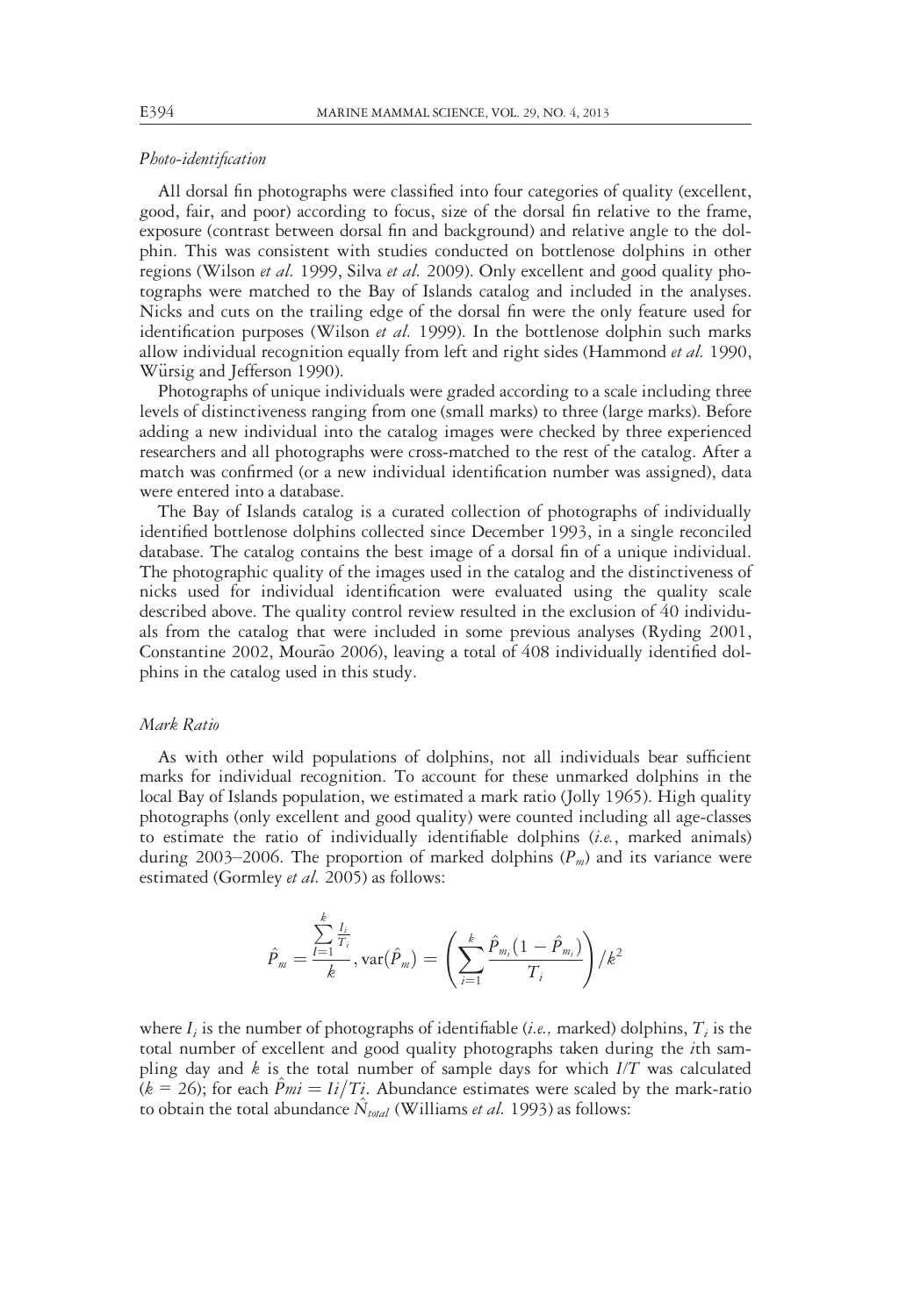### *Photo-identification*

All dorsal fin photographs were classified into four categories of quality (excellent, good, fair, and poor) according to focus, size of the dorsal fin relative to the frame, exposure (contrast between dorsal fin and background) and relative angle to the dolphin. This was consistent with studies conducted on bottlenose dolphins in other regions (Wilson *et al.* 1999, Silva *et al.* 2009). Only excellent and good quality photographs were matched to the Bay of Islands catalog and included in the analyses. Nicks and cuts on the trailing edge of the dorsal fin were the only feature used for identification purposes (Wilson *et al.* 1999). In the bottlenose dolphin such marks allow individual recognition equally from left and right sides (Hammond *et al.* 1990, Würsig and Jefferson 1990).

Photographs of unique individuals were graded according to a scale including three levels of distinctiveness ranging from one (small marks) to three (large marks). Before adding a new individual into the catalog images were checked by three experienced researchers and all photographs were cross-matched to the rest of the catalog. After a match was confirmed (or a new individual identification number was assigned), data were entered into a database.

The Bay of Islands catalog is a curated collection of photographs of individually identified bottlenose dolphins collected since December 1993, in a single reconciled database. The catalog contains the best image of a dorsal fin of a unique individual. The photographic quality of the images used in the catalog and the distinctiveness of nicks used for individual identification were evaluated using the quality scale described above. The quality control review resulted in the exclusion of 40 individuals from the catalog that were included in some previous analyses (Ryding 2001, Constantine 2002, Mourão 2006), leaving a total of 408 individually identified dolphins in the catalog used in this study.

### *Mark Ratio*

As with other wild populations of dolphins, not all individuals bear sufficient marks for individual recognition. To account for these unmarked dolphins in the local Bay of Islands population, we estimated a mark ratio (Jolly 1965). High quality photographs (only excellent and good quality) were counted including all age-classes to estimate the ratio of individually identifiable dolphins (*i.e.*, marked animals) during 2003–2006. The proportion of marked dolphins ($P_m$) and its variance were estimated (Gormley *et al.* 2005) as follows:

$$\hat{P}_m = \frac{\sum_{I=1}^{k} \frac{I_i}{T_i}}{k}, \operatorname{var}(\hat{P}_m) = \left( \sum_{i=1}^{k} \frac{\hat{P}_{m_i}(1 - \hat{P}_{m_i})}{T_i} \right) / k^2$$

where $I_i$ is the number of photographs of identifiable (*i.e.,* marked) dolphins, $T_i$ is the total number of excellent and good quality photographs taken during the $i$th sampling day and $k$ is the total number of sample days for which $I/T$ was calculated ($k$ = 26); for each $\hat{P}mi = Ii/Ti$. Abundance estimates were scaled by the mark-ratio to obtain the total abundance $\hat{N}_{total}$ (Williams *et al.* 1993) as follows: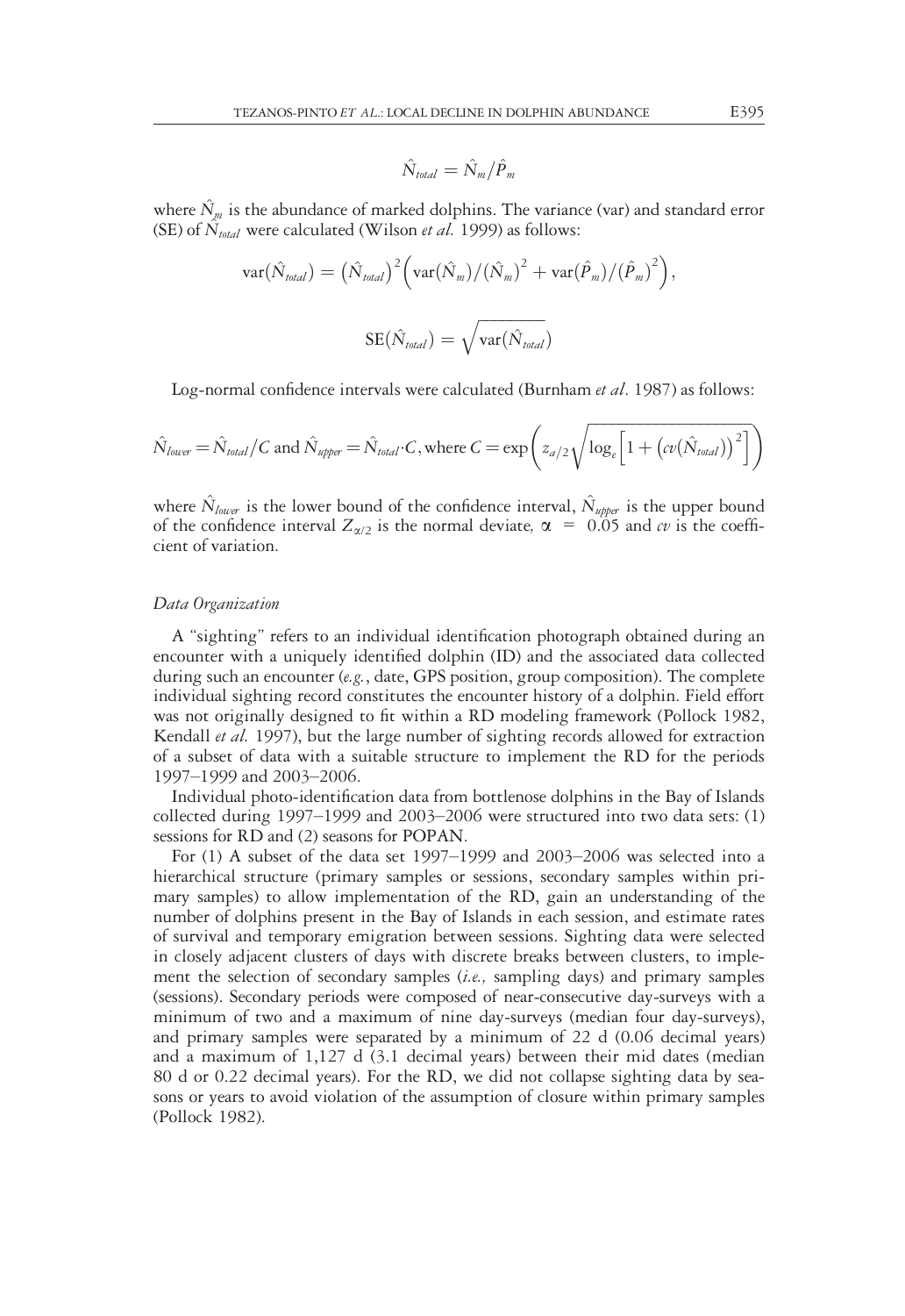$$\hat{N}_{total} = \hat{N}_m / \hat{P}_m$$

where $\hat{N}_m$ is the abundance of marked dolphins. The variance (var) and standard error (SE) of $\hat{N}_{total}$ were calculated (Wilson *et al.* 1999) as follows:

$$\text{var}(\hat{N}_{total}) = \left(\hat{N}_{total}\right)^2 \left(\text{var}(\hat{N}_m)/\left(\hat{N}_m\right)^2 + \text{var}(\hat{P}_m)/\left(\hat{P}_m\right)^2\right),$$

$$\text{SE}(\hat{N}_{total}) = \sqrt{\text{var}(\hat{N}_{total})}$$

Log-normal confidence intervals were calculated (Burnham *et al*. 1987) as follows:

$$\hat{N}_{lower} = \hat{N}_{total}/C \text{ and } \hat{N}_{upper} = \hat{N}_{total} \cdot C, \text{ where } C = \exp\left(z_{\alpha/2}\sqrt{\log_e\left[1 + \left(cv(\hat{N}_{total})\right)^2\right]}\right)$$

where $\hat{N}_{lower}$ is the lower bound of the confidence interval, $\hat{N}_{upper}$ is the upper bound of the confidence interval $Z_{\alpha/2}$ is the normal deviate, $\alpha = 0.05$ and $cv$ is the coefficient of variation.

### *Data Organization*

A "sighting" refers to an individual identification photograph obtained during an encounter with a uniquely identified dolphin (ID) and the associated data collected during such an encounter (*e.g.*, date, GPS position, group composition). The complete individual sighting record constitutes the encounter history of a dolphin. Field effort was not originally designed to fit within a RD modeling framework (Pollock 1982, Kendall *et al.* 1997), but the large number of sighting records allowed for extraction of a subset of data with a suitable structure to implement the RD for the periods 1997–1999 and 2003–2006.

Individual photo-identification data from bottlenose dolphins in the Bay of Islands collected during 1997–1999 and 2003–2006 were structured into two data sets: (1) sessions for RD and (2) seasons for POPAN.

For (1) A subset of the data set 1997–1999 and 2003–2006 was selected into a hierarchical structure (primary samples or sessions, secondary samples within primary samples) to allow implementation of the RD, gain an understanding of the number of dolphins present in the Bay of Islands in each session, and estimate rates of survival and temporary emigration between sessions. Sighting data were selected in closely adjacent clusters of days with discrete breaks between clusters, to implement the selection of secondary samples (*i.e.,* sampling days) and primary samples (sessions). Secondary periods were composed of near-consecutive day-surveys with a minimum of two and a maximum of nine day-surveys (median four day-surveys), and primary samples were separated by a minimum of 22 d (0.06 decimal years) and a maximum of 1,127 d (3.1 decimal years) between their mid dates (median 80 d or 0.22 decimal years). For the RD, we did not collapse sighting data by seasons or years to avoid violation of the assumption of closure within primary samples (Pollock 1982).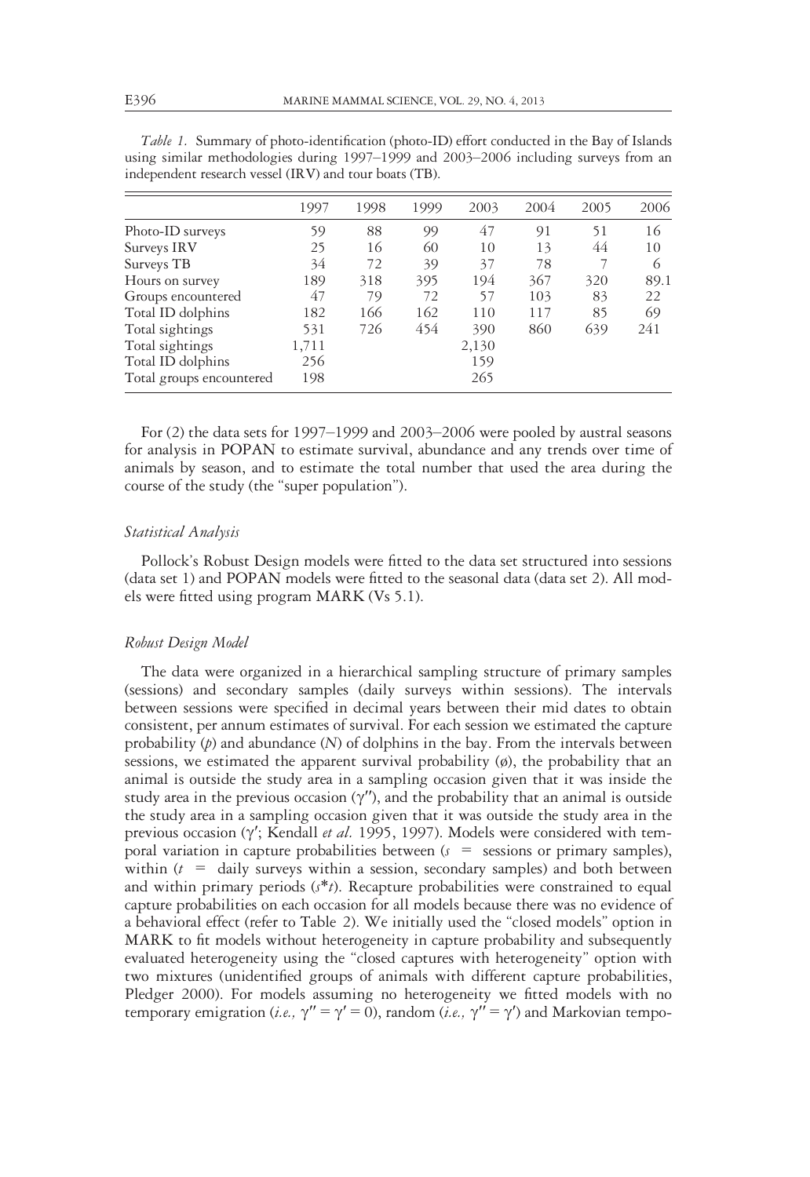*Table 1.* Summary of photo-identification (photo-ID) effort conducted in the Bay of Islands using similar methodologies during 1997–1999 and 2003–2006 including surveys from an independent research vessel (IRV) and tour boats (TB).

| | 1997 | 1998 | 1999 | 2003 | 2004 | 2005 | 2006 |
|---|---|---|---|---|---|---|---|
| Photo-ID surveys | 59 | 88 | 99 | 47 | 91 | 51 | 16 |
| Surveys IRV | 25 | 16 | 60 | 10 | 13 | 44 | 10 |
| Surveys TB | 34 | 72 | 39 | 37 | 78 | 7 | 6 |
| Hours on survey | 189 | 318 | 395 | 194 | 367 | 320 | 89.1 |
| Groups encountered | 47 | 79 | 72 | 57 | 103 | 83 | 22 |
| Total ID dolphins | 182 | 166 | 162 | 110 | 117 | 85 | 69 |
| Total sightings | 531 | 726 | 454 | 390 | 860 | 639 | 241 |
| Total sightings | 1,711 | | | 2,130 | | | |
| Total ID dolphins | 256 | | | 159 | | | |
| Total groups encountered | 198 | | | 265 | | | |

For (2) the data sets for 1997–1999 and 2003–2006 were pooled by austral seasons for analysis in POPAN to estimate survival, abundance and any trends over time of animals by season, and to estimate the total number that used the area during the course of the study (the "super population").

### *Statistical Analysis*

Pollock's Robust Design models were fitted to the data set structured into sessions (data set 1) and POPAN models were fitted to the seasonal data (data set 2). All models were fitted using program MARK (Vs 5.1).

### *Robust Design Model*

The data were organized in a hierarchical sampling structure of primary samples (sessions) and secondary samples (daily surveys within sessions). The intervals between sessions were specified in decimal years between their mid dates to obtain consistent, per annum estimates of survival. For each session we estimated the capture probability ($p$) and abundance ($N$) of dolphins in the bay. From the intervals between sessions, we estimated the apparent survival probability ($\phi$), the probability that an animal is outside the study area in a sampling occasion given that it was inside the study area in the previous occasion ($\gamma''$), and the probability that an animal is outside the study area in a sampling occasion given that it was outside the study area in the previous occasion ($\gamma'$; Kendall *et al.* 1995, 1997). Models were considered with temporal variation in capture probabilities between ($s$ = sessions or primary samples), within ($t$ = daily surveys within a session, secondary samples) and both between and within primary periods ($s$*$t$). Recapture probabilities were constrained to equal capture probabilities on each occasion for all models because there was no evidence of a behavioral effect (refer to Table 2). We initially used the "closed models" option in MARK to fit models without heterogeneity in capture probability and subsequently evaluated heterogeneity using the "closed captures with heterogeneity" option with two mixtures (unidentified groups of animals with different capture probabilities, Pledger 2000). For models assuming no heterogeneity we fitted models with no temporary emigration (*i.e.,* $\gamma'' = \gamma' = 0$), random (*i.e.,* $\gamma'' = \gamma'$) and Markovian tempo-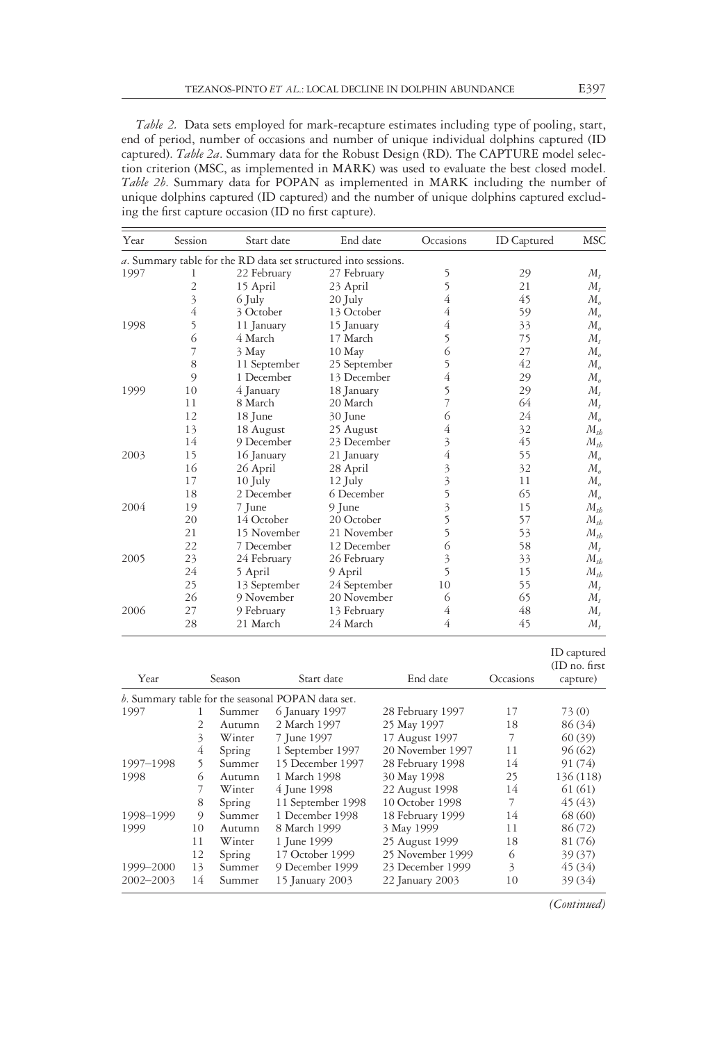*Table 2.* Data sets employed for mark-recapture estimates including type of pooling, start, end of period, number of occasions and number of unique individual dolphins captured (ID captured). *Table 2a*. Summary data for the Robust Design (RD). The CAPTURE model selection criterion (MSC, as implemented in MARK) was used to evaluate the best closed model. *Table 2b*. Summary data for POPAN as implemented in MARK including the number of unique dolphins captured (ID captured) and the number of unique dolphins captured excluding the first capture occasion (ID no first capture).

| Year | Session | Start date | End date | Occasions | ID Captured | MSC |
|---|---|---|---|---|---|---|
| *a*. Summary table for the RD data set structured into sessions. | | | | | | |
| 1997 | 1 | 22 February | 27 February | 5 | 29 | $M_t$ |
| | 2 | 15 April | 23 April | 5 | 21 | $M_t$ |
| | 3 | 6 July | 20 July | 4 | 45 | $M_o$ |
| | 4 | 3 October | 13 October | 4 | 59 | $M_o$ |
| 1998 | 5 | 11 January | 15 January | 4 | 33 | $M_o$ |
| | 6 | 4 March | 17 March | 5 | 75 | $M_t$ |
| | 7 | 3 May | 10 May | 6 | 27 | $M_o$ |
| | 8 | 11 September | 25 September | 5 | 42 | $M_o$ |
| | 9 | 1 December | 13 December | 4 | 29 | $M_o$ |
| 1999 | 10 | 4 January | 18 January | 5 | 29 | $M_t$ |
| | 11 | 8 March | 20 March | 7 | 64 | $M_t$ |
| | 12 | 18 June | 30 June | 6 | 24 | $M_o$ |
| | 13 | 18 August | 25 August | 4 | 32 | $M_{th}$ |
| | 14 | 9 December | 23 December | 3 | 45 | $M_{th}$ |
| 2003 | 15 | 16 January | 21 January | 4 | 55 | $M_o$ |
| | 16 | 26 April | 28 April | 3 | 32 | $M_o$ |
| | 17 | 10 July | 12 July | 3 | 11 | $M_o$ |
| | 18 | 2 December | 6 December | 5 | 65 | $M_o$ |
| 2004 | 19 | 7 June | 9 June | 3 | 15 | $M_{th}$ |
| | 20 | 14 October | 20 October | 5 | 57 | $M_{th}$ |
| | 21 | 15 November | 21 November | 5 | 53 | $M_{th}$ |
| | 22 | 7 December | 12 December | 6 | 58 | $M_t$ |
| 2005 | 23 | 24 February | 26 February | 3 | 33 | $M_{th}$ |
| | 24 | 5 April | 9 April | 5 | 15 | $M_{th}$ |
| | 25 | 13 September | 24 September | 10 | 55 | $M_t$ |
| | 26 | 9 November | 20 November | 6 | 65 | $M_t$ |
| 2006 | 27 | 9 February | 13 February | 4 | 48 | $M_t$ |
| | 28 | 21 March | 24 March | 4 | 45 | $M_t$ |

| Year | | Season | Start date | End date | Occasions | ID captured (ID no. first capture) |
|---|---|---|---|---|---|---|
| *b*. Summary table for the seasonal POPAN data set. | | | | | | |
| 1997 | 1 | Summer | 6 January 1997 | 28 February 1997 | 17 | 73 (0) |
| | 2 | Autumn | 2 March 1997 | 25 May 1997 | 18 | 86 (34) |
| | 3 | Winter | 7 June 1997 | 17 August 1997 | 7 | 60 (39) |
| | 4 | Spring | 1 September 1997 | 20 November 1997 | 11 | 96 (62) |
| 1997–1998 | 5 | Summer | 15 December 1997 | 28 February 1998 | 14 | 91 (74) |
| 1998 | 6 | Autumn | 1 March 1998 | 30 May 1998 | 25 | 136 (118) |
| | 7 | Winter | 4 June 1998 | 22 August 1998 | 14 | 61 (61) |
| | 8 | Spring | 11 September 1998 | 10 October 1998 | 7 | 45 (43) |
| 1998–1999 | 9 | Summer | 1 December 1998 | 18 February 1999 | 14 | 68 (60) |
| 1999 | 10 | Autumn | 8 March 1999 | 3 May 1999 | 11 | 86 (72) |
| | 11 | Winter | 1 June 1999 | 25 August 1999 | 18 | 81 (76) |
| | 12 | Spring | 17 October 1999 | 25 November 1999 | 6 | 39 (37) |
| 1999–2000 | 13 | Summer | 9 December 1999 | 23 December 1999 | 3 | 45 (34) |
| 2002–2003 | 14 | Summer | 15 January 2003 | 22 January 2003 | 10 | 39 (34) |

*(Continued)*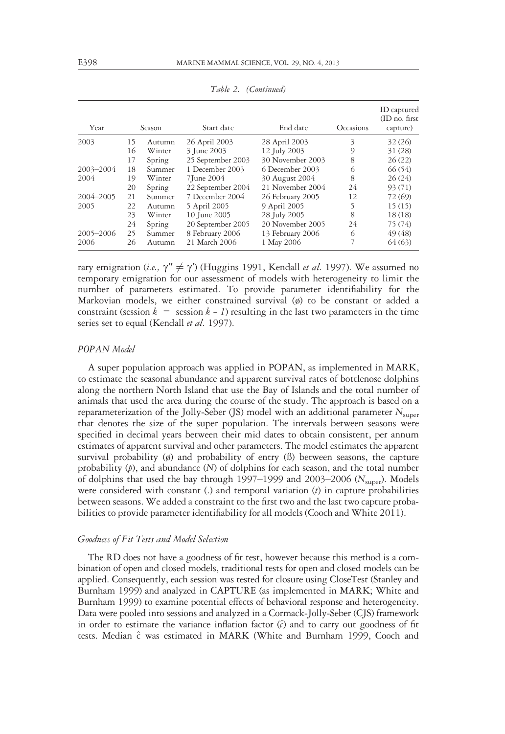*Table 2. (Continued)*

| Year | | Season | Start date | End date | Occasions | ID captured (ID no. first capture) |
|---|---|---|---|---|---|---|
| 2003 | 15 | Autumn | 26 April 2003 | 28 April 2003 | 3 | 32 (26) |
| | 16 | Winter | 3 June 2003 | 12 July 2003 | 9 | 31 (28) |
| | 17 | Spring | 25 September 2003 | 30 November 2003 | 8 | 26 (22) |
| 2003–2004 | 18 | Summer | 1 December 2003 | 6 December 2003 | 6 | 66 (54) |
| 2004 | 19 | Winter | 7June 2004 | 30 August 2004 | 8 | 26 (24) |
| | 20 | Spring | 22 September 2004 | 21 November 2004 | 24 | 93 (71) |
| 2004–2005 | 21 | Summer | 7 December 2004 | 26 February 2005 | 12 | 72 (69) |
| 2005 | 22 | Autumn | 5 April 2005 | 9 April 2005 | 5 | 15 (15) |
| | 23 | Winter | 10 June 2005 | 28 July 2005 | 8 | 18 (18) |
| | 24 | Spring | 20 September 2005 | 20 November 2005 | 24 | 75 (74) |
| 2005–2006 | 25 | Summer | 8 February 2006 | 13 February 2006 | 6 | 49 (48) |
| 2006 | 26 | Autumn | 21 March 2006 | 1 May 2006 | 7 | 64 (63) |

rary emigration (*i.e.,* $\gamma'' \neq \gamma'$) (Huggins 1991, Kendall *et al.* 1997). We assumed no temporary emigration for our assessment of models with heterogeneity to limit the number of parameters estimated. To provide parameter identifiability for the Markovian models, we either constrained survival ($\phi$) to be constant or added a constraint (session $k$ = session $k - 1$) resulting in the last two parameters in the time series set to equal (Kendall *et al.* 1997).

### *POPAN Model*

A super population approach was applied in POPAN, as implemented in MARK, to estimate the seasonal abundance and apparent survival rates of bottlenose dolphins along the northern North Island that use the Bay of Islands and the total number of animals that used the area during the course of the study. The approach is based on a reparameterization of the Jolly-Seber (JS) model with an additional parameter $N_{super}$ that denotes the size of the super population. The intervals between seasons were specified in decimal years between their mid dates to obtain consistent, per annum estimates of apparent survival and other parameters. The model estimates the apparent survival probability ($\phi$) and probability of entry ($\beta$) between seasons, the capture probability ($p$), and abundance ($N$) of dolphins for each season, and the total number of dolphins that used the bay through 1997–1999 and 2003–2006 ($N_{super}$). Models were considered with constant (.) and temporal variation ($t$) in capture probabilities between seasons. We added a constraint to the first two and the last two capture probabilities to provide parameter identifiability for all models (Cooch and White 2011).

### *Goodness of Fit Tests and Model Selection*

The RD does not have a goodness of fit test, however because this method is a combination of open and closed models, traditional tests for open and closed models can be applied. Consequently, each session was tested for closure using CloseTest (Stanley and Burnham 1999) and analyzed in CAPTURE (as implemented in MARK; White and Burnham 1999) to examine potential effects of behavioral response and heterogeneity. Data were pooled into sessions and analyzed in a Cormack-Jolly-Seber (CJS) framework in order to estimate the variance inflation factor ($\hat{c}$) and to carry out goodness of fit tests. Median $\hat{c}$ was estimated in MARK (White and Burnham 1999, Cooch and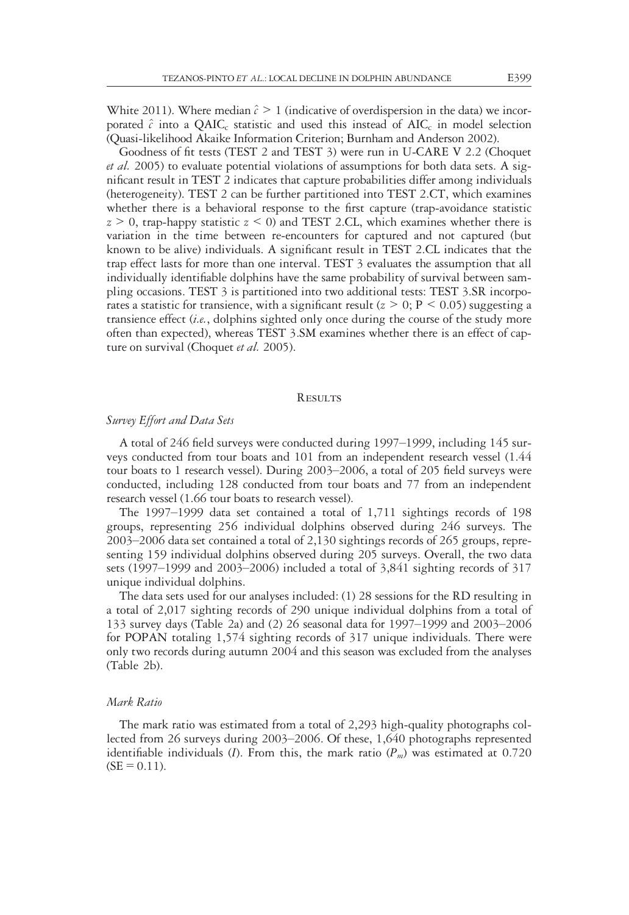White 2011). Where median $\hat{c} > 1$ (indicative of overdispersion in the data) we incorporated $\hat{c}$ into a $QAIC_c$ statistic and used this instead of $AIC_c$ in model selection (Quasi-likelihood Akaike Information Criterion; Burnham and Anderson 2002).

Goodness of fit tests (TEST 2 and TEST 3) were run in U-CARE V 2.2 (Choquet *et al.* 2005) to evaluate potential violations of assumptions for both data sets. A significant result in TEST 2 indicates that capture probabilities differ among individuals (heterogeneity). TEST 2 can be further partitioned into TEST 2.CT, which examines whether there is a behavioral response to the first capture (trap-avoidance statistic $z > 0$, trap-happy statistic $z < 0$) and TEST 2.CL, which examines whether there is variation in the time between re-encounters for captured and not captured (but known to be alive) individuals. A significant result in TEST 2.CL indicates that the trap effect lasts for more than one interval. TEST 3 evaluates the assumption that all individually identifiable dolphins have the same probability of survival between sampling occasions. TEST 3 is partitioned into two additional tests: TEST 3.SR incorporates a statistic for transience, with a significant result ($z > 0$; $P < 0.05$) suggesting a transience effect (*i.e.*, dolphins sighted only once during the course of the study more often than expected), whereas TEST 3.SM examines whether there is an effect of capture on survival (Choquet *et al.* 2005).

## Results

### *Survey Effort and Data Sets*

A total of 246 field surveys were conducted during 1997–1999, including 145 surveys conducted from tour boats and 101 from an independent research vessel (1.44 tour boats to 1 research vessel). During 2003–2006, a total of 205 field surveys were conducted, including 128 conducted from tour boats and 77 from an independent research vessel (1.66 tour boats to research vessel).

The 1997–1999 data set contained a total of 1,711 sightings records of 198 groups, representing 256 individual dolphins observed during 246 surveys. The 2003–2006 data set contained a total of 2,130 sightings records of 265 groups, representing 159 individual dolphins observed during 205 surveys. Overall, the two data sets (1997–1999 and 2003–2006) included a total of 3,841 sighting records of 317 unique individual dolphins.

The data sets used for our analyses included: (1) 28 sessions for the RD resulting in a total of 2,017 sighting records of 290 unique individual dolphins from a total of 133 survey days (Table 2a) and (2) 26 seasonal data for 1997–1999 and 2003–2006 for POPAN totaling 1,574 sighting records of 317 unique individuals. There were only two records during autumn 2004 and this season was excluded from the analyses (Table 2b).

### *Mark Ratio*

The mark ratio was estimated from a total of 2,293 high-quality photographs collected from 26 surveys during 2003–2006. Of these, 1,640 photographs represented identifiable individuals ($I$). From this, the mark ratio ($P_m$) was estimated at 0.720 (SE = 0.11).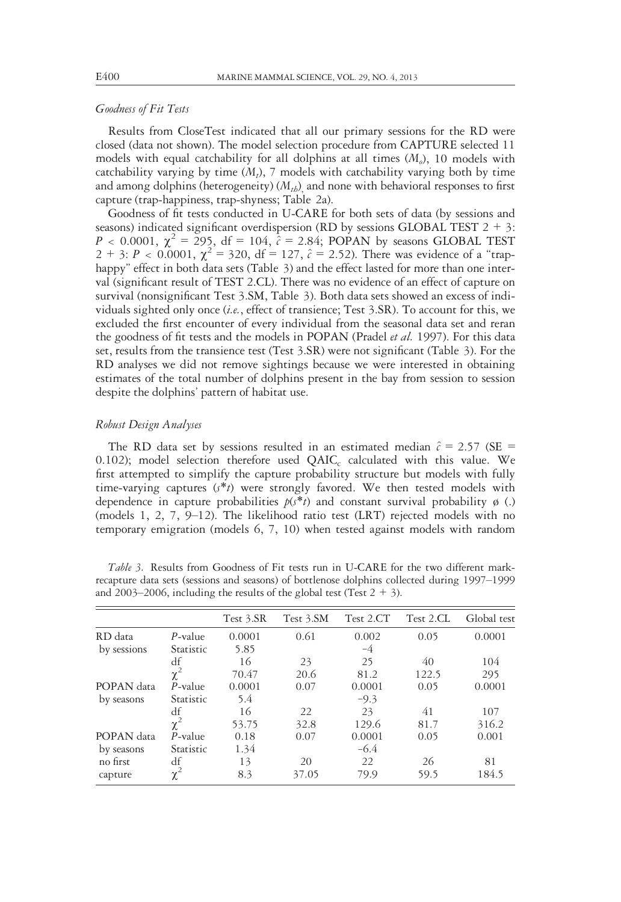### *Goodness of Fit Tests*

Results from CloseTest indicated that all our primary sessions for the RD were closed (data not shown). The model selection procedure from CAPTURE selected 11 models with equal catchability for all dolphins at all times ($M_o$), 10 models with catchability varying by time ($M_t$), 7 models with catchability varying both by time and among dolphins (heterogeneity) ($M_{th}$), and none with behavioral responses to first capture (trap-happiness, trap-shyness; Table 2a).

Goodness of fit tests conducted in U-CARE for both sets of data (by sessions and seasons) indicated significant overdispersion (RD by sessions GLOBAL TEST 2 + 3: $P < 0.0001$, $\chi^2 = 295$, df = 104, $\hat{c} = 2.84$; POPAN by seasons GLOBAL TEST 2 + 3: $P < 0.0001$, $\chi^2 = 320$, df = 127, $\hat{c} = 2.52$). There was evidence of a "trap-happy" effect in both data sets (Table 3) and the effect lasted for more than one interval (significant result of TEST 2.CL). There was no evidence of an effect of capture on survival (nonsignificant Test 3.SM, Table 3). Both data sets showed an excess of individuals sighted only once (*i.e.*, effect of transience; Test 3.SR). To account for this, we excluded the first encounter of every individual from the seasonal data set and reran the goodness of fit tests and the models in POPAN (Pradel *et al.* 1997). For this data set, results from the transience test (Test 3.SR) were not significant (Table 3). For the RD analyses we did not remove sightings because we were interested in obtaining estimates of the total number of dolphins present in the bay from session to session despite the dolphins' pattern of habitat use.

### *Robust Design Analyses*

The RD data set by sessions resulted in an estimated median $\hat{c} = 2.57$ (SE = 0.102); model selection therefore used $QAIC_c$ calculated with this value. We first attempted to simplify the capture probability structure but models with fully time-varying captures ($s^*t$) were strongly favored. We then tested models with dependence in capture probabilities $p(s^*t)$ and constant survival probability ø (.) (models 1, 2, 7, 9–12). The likelihood ratio test (LRT) rejected models with no temporary emigration (models 6, 7, 10) when tested against models with random

*Table 3.* Results from Goodness of Fit tests run in U-CARE for the two different mark-recapture data sets (sessions and seasons) of bottlenose dolphins collected during 1997–1999 and 2003–2006, including the results of the global test (Test 2 + 3).

| | | Test 3.SR | Test 3.SM | Test 2.CT | Test 2.CL | Global test |
|---|---|---|---|---|---|---|
| RD data | *P*-value | 0.0001 | 0.61 | 0.002 | 0.05 | 0.0001 |
| by sessions | Statistic | 5.85 | | −4 | | |
| | df | 16 | 23 | 25 | 40 | 104 |
| | $\chi^2$ | 70.47 | 20.6 | 81.2 | 122.5 | 295 |
| POPAN data | *P*-value | 0.0001 | 0.07 | 0.0001 | 0.05 | 0.0001 |
| by seasons | Statistic | 5.4 | | −9.3 | | |
| | df | 16 | 22 | 23 | 41 | 107 |
| | $\chi^2$ | 53.75 | 32.8 | 129.6 | 81.7 | 316.2 |
| POPAN data | *P*-value | 0.18 | 0.07 | 0.0001 | 0.05 | 0.001 |
| by seasons | Statistic | 1.34 | | −6.4 | | |
| no first | df | 13 | 20 | 22 | 26 | 81 |
| capture | $\chi^2$ | 8.3 | 37.05 | 79.9 | 59.5 | 184.5 |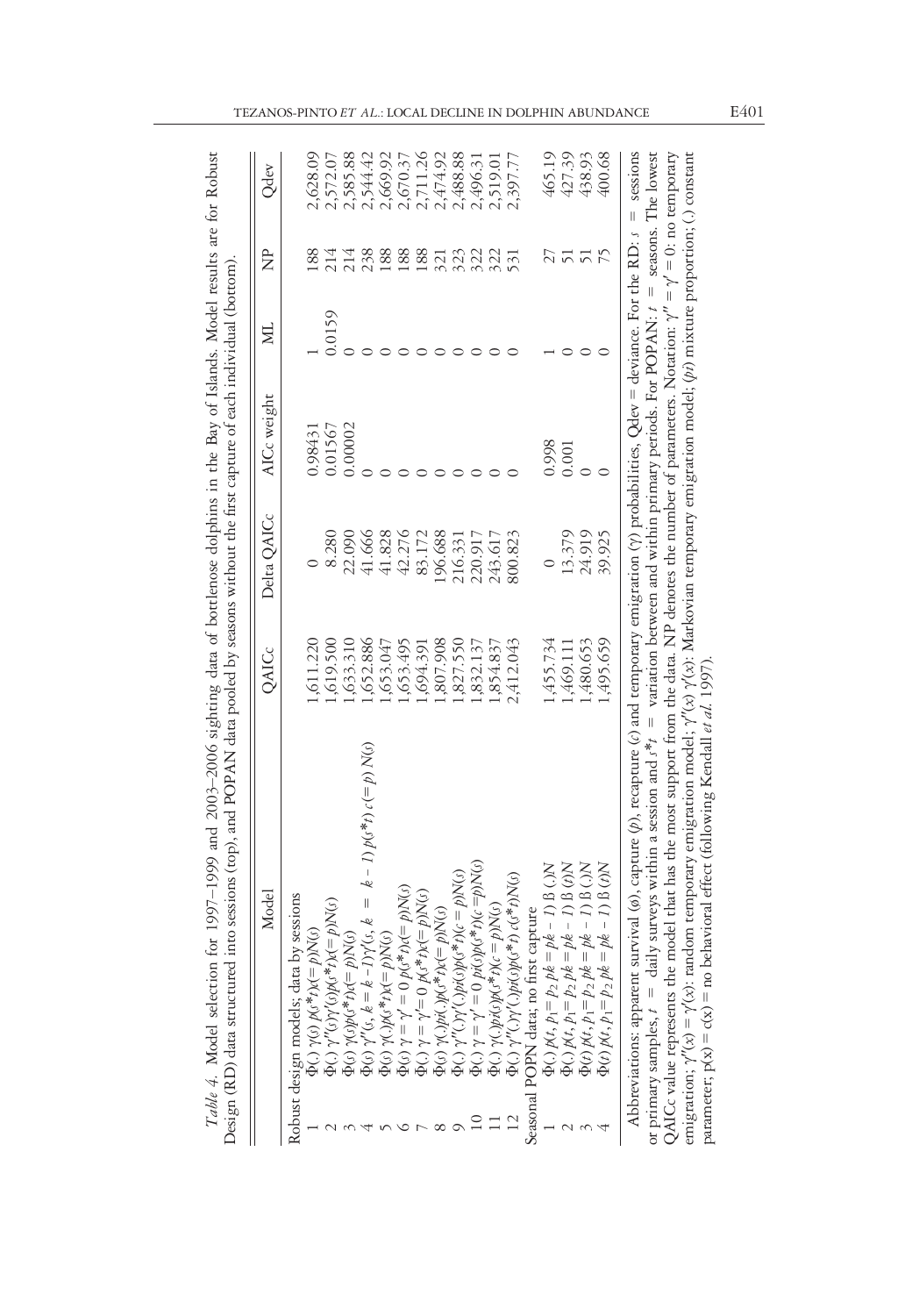*Table 4.* Model selection for 1997–1999 and 2003–2006 sighting data of bottlenose dolphins in the Bay of Islands. Model results are for Robust Design (RD) data structured into sessions (top), and POPAN data pooled by seasons without the first capture of each individual (bottom).

| | Model | QAICc | Delta QAICc | AICc weight | ML | NP | Qdev |
|---|---|---|---|---|---|---|---|
| Robust design models; data by sessions | | | | | | | |
| 1 | $\Phi(.)\ \gamma(s)\ p(s^*t)c(=p)N(s)$ | 1,611.220 | 0 | 0.98431 | 1 | 188 | 2,628.09 |
| 2 | $\Phi(.)\ \gamma''(s)\gamma'(s)p(s^*t)c(=p)N(s)$ | 1,619.500 | 8.280 | 0.01567 | 0.0159 | 214 | 2,572.07 |
| 3 | $\Phi(s)\ \gamma(s)p(s^*t)c(=p)N(s)$ | 1,633.310 | 22.090 | 0.00002 | 0 | 214 | 2,585.88 |
| 4 | $\Phi(s)\ \gamma''(s,k=k-1)\gamma'(s,k=k-1)\ p(s^*t)\ c(=p)\ N(s)$ | 1,652.886 | 41.666 | 0 | 0 | 238 | 2,544.42 |
| 5 | $\Phi(s)\ \gamma(.)p(s^*t)c(=p)N(s)$ | 1,653.047 | 41.828 | 0 | 0 | 188 | 2,669.92 |
| 6 | $\Phi(s)\ \gamma=\gamma'=0\ p(s^*t)c(=p)N(s)$ | 1,653.495 | 42.276 | 0 | 0 | 188 | 2,670.37 |
| 7 | $\Phi(.)\ \gamma=\gamma'=0\ p(s^*t)c(=p)N(s)$ | 1,694.391 | 83.172 | 0 | 0 | 188 | 2,711.26 |
| 8 | $\Phi(s)\ \gamma(.)pi(.)p(s^*t)c(=p)N(s)$ | 1,807.908 | 196.688 | 0 | 0 | 321 | 2,474.92 |
| 9 | $\Phi(.)\ \gamma''(.)\gamma'(.)pi(s)p(s^*t)(c=p)N(s)$ | 1,827.550 | 216.331 | 0 | 0 | 323 | 2,488.88 |
| 10 | $\Phi(.)\ \gamma=\gamma'=0\ pi(s)p(s^*t)(c=p)N(s)$ | 1,832.137 | 220.917 | 0 | 0 | 322 | 2,496.31 |
| 11 | $\Phi(.)\ \gamma(.)pi(s)p(s^*t)(c=p)N(s)$ | 1,854.837 | 243.617 | 0 | 0 | 322 | 2,519.01 |
| 12 | $\Phi(.)\ \gamma''(.)\gamma'(.)pi(s)p(s^*t)\ c(s^*t)N(s)$ | 2,412.043 | 800.823 | 0 | 0 | 531 | 2,397.77 |
| Seasonal POPN data; no first capture | | | | | | | |
| 1 | $\Phi(.)\ p(t,p_1=p_2\ pk=pk-1)\ \beta\ (.)N$ | 1,455.734 | 0 | 0.998 | 1 | 27 | 465.19 |
| 2 | $\Phi(.)\ p(t,p_1=p_2\ pk=pk-1)\ \beta\ (t)N$ | 1,469.111 | 13.379 | 0.001 | 0 | 51 | 427.39 |
| 3 | $\Phi(t)\ p(t,p_1=p_2\ pk=pk-1)\ \beta\ (.)N$ | 1,480.653 | 24.919 | 0 | 0 | 51 | 438.93 |
| 4 | $\Phi(t)\ p(t,p_1=p_2\ pk=pk-1)\ \beta\ (t)N$ | 1,495.659 | 39.925 | 0 | 0 | 75 | 400.68 |

Abbreviations: apparent survival ($\phi$), capture ($p$), recapture ($c$) and temporary emigration ($\gamma$) probabilities, Qdev = deviance. For the RD: $s$ = sessions or primary samples, $t$ = daily surveys within a session and $s^*t$ = variation between and within primary periods. For POPAN: $t$ = seasons. The lowest QAICc value represents the model that has the most support from the data. NP denotes the number of parameters. Notation: $\gamma''=\gamma'=0$: no temporary emigration; $\gamma''(x)=\gamma'(x)$: random temporary emigration model; $\gamma''(x)\ \gamma'(x)$: Markovian temporary emigration model; ($pi$) mixture proportion; (.) constant parameter; $p(x)=c(x)$ = no behavioral effect (following Kendall *et al.* 1997).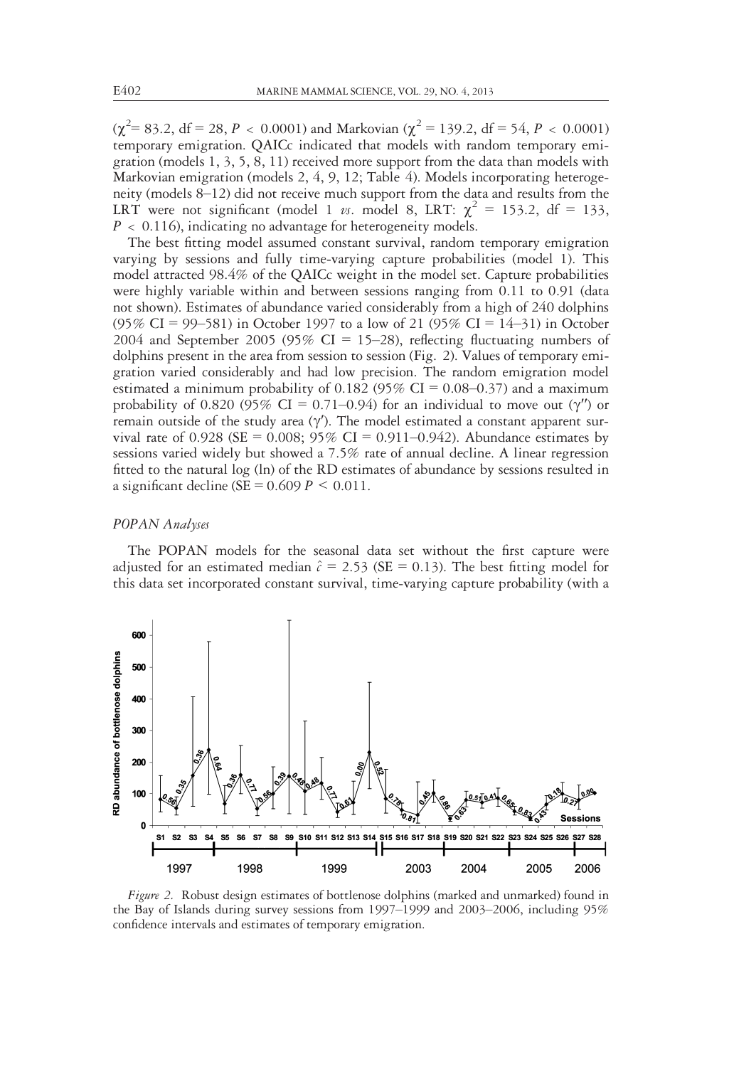($\chi^2 = 83.2$, df = 28, $P < 0.0001$) and Markovian ($\chi^2 = 139.2$, df = 54, $P < 0.0001$) temporary emigration. QAICc indicated that models with random temporary emigration (models 1, 3, 5, 8, 11) received more support from the data than models with Markovian emigration (models 2, 4, 9, 12; Table 4). Models incorporating heterogeneity (models 8–12) did not receive much support from the data and results from the LRT were not significant (model 1 *vs.* model 8, LRT: $\chi^2 = 153.2$, df = 133, $P < 0.116$), indicating no advantage for heterogeneity models.

The best fitting model assumed constant survival, random temporary emigration varying by sessions and fully time-varying capture probabilities (model 1). This model attracted 98.4% of the QAICc weight in the model set. Capture probabilities were highly variable within and between sessions ranging from 0.11 to 0.91 (data not shown). Estimates of abundance varied considerably from a high of 240 dolphins (95% CI = 99–581) in October 1997 to a low of 21 (95% CI = 14–31) in October 2004 and September 2005 (95% CI = 15–28), reflecting fluctuating numbers of dolphins present in the area from session to session (Fig. 2). Values of temporary emigration varied considerably and had low precision. The random emigration model estimated a minimum probability of 0.182 (95% CI = 0.08–0.37) and a maximum probability of 0.820 (95% CI = 0.71–0.94) for an individual to move out ($\gamma''$) or remain outside of the study area ($\gamma'$). The model estimated a constant apparent survival rate of 0.928 (SE = 0.008; 95% CI = 0.911–0.942). Abundance estimates by sessions varied widely but showed a 7.5% rate of annual decline. A linear regression fitted to the natural log (ln) of the RD estimates of abundance by sessions resulted in a significant decline (SE = 0.609 $P < 0.011$.

### *POPAN Analyses*

The POPAN models for the seasonal data set without the first capture were adjusted for an estimated median $\hat{c} = 2.53$ (SE = 0.13). The best fitting model for this data set incorporated constant survival, time-varying capture probability (with a

*Figure 2.* Robust design estimates of bottlenose dolphins (marked and unmarked) found in the Bay of Islands during survey sessions from 1997–1999 and 2003–2006, including 95% confidence intervals and estimates of temporary emigration.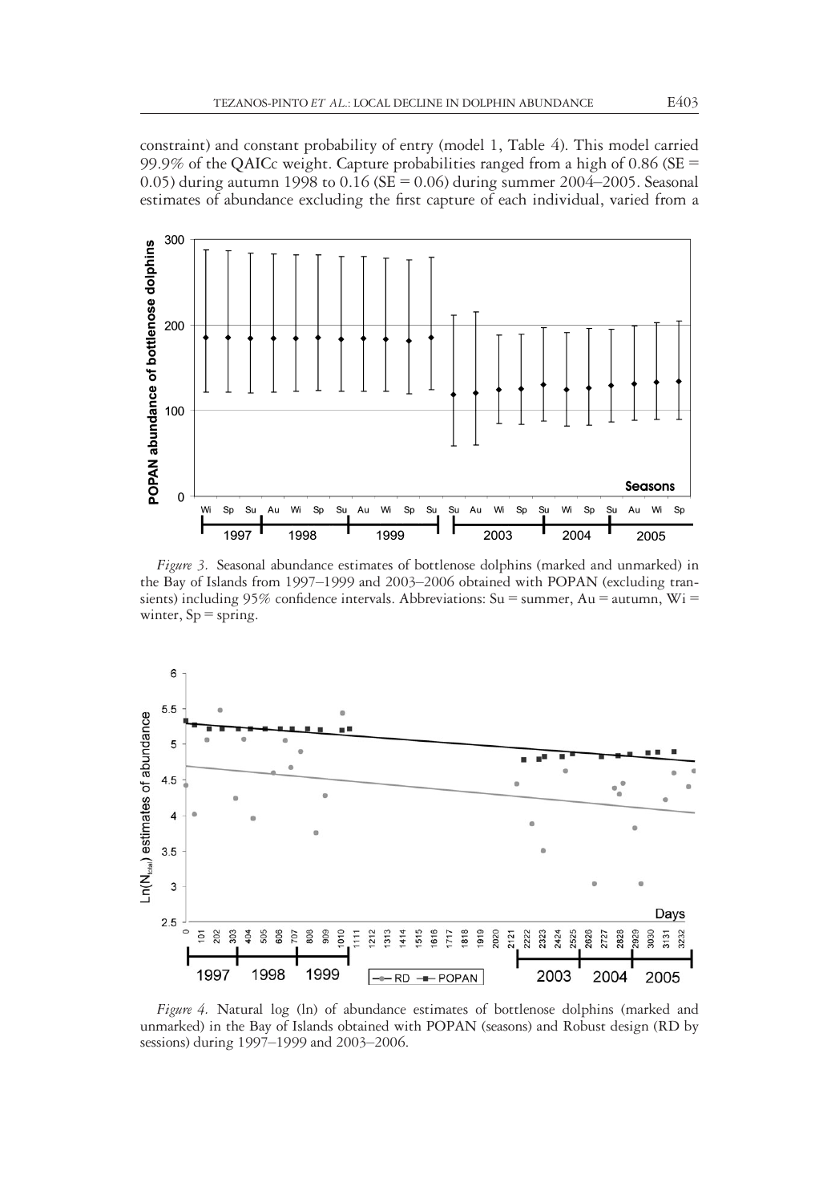constraint) and constant probability of entry (model 1, Table 4). This model carried 99.9% of the QAICc weight. Capture probabilities ranged from a high of 0.86 (SE = 0.05) during autumn 1998 to 0.16 (SE = 0.06) during summer 2004–2005. Seasonal estimates of abundance excluding the first capture of each individual, varied from a

*Figure 3.* Seasonal abundance estimates of bottlenose dolphins (marked and unmarked) in the Bay of Islands from 1997–1999 and 2003–2006 obtained with POPAN (excluding transients) including 95% confidence intervals. Abbreviations: Su = summer, Au = autumn, Wi = winter, Sp = spring.

*Figure 4.* Natural log (ln) of abundance estimates of bottlenose dolphins (marked and unmarked) in the Bay of Islands obtained with POPAN (seasons) and Robust design (RD by sessions) during 1997–1999 and 2003–2006.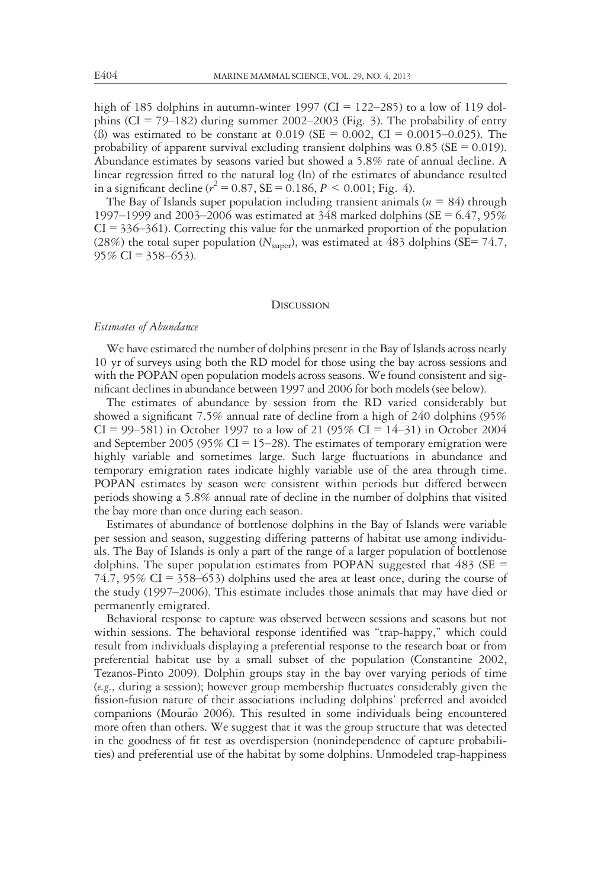high of 185 dolphins in autumn-winter 1997 (CI = 122–285) to a low of 119 dolphins (CI = 79–182) during summer 2002–2003 (Fig. 3). The probability of entry (ß) was estimated to be constant at 0.019 (SE = 0.002, CI = 0.0015–0.025). The probability of apparent survival excluding transient dolphins was 0.85 (SE = 0.019). Abundance estimates by seasons varied but showed a 5.8% rate of annual decline. A linear regression fitted to the natural log (ln) of the estimates of abundance resulted in a significant decline ($r^2 = 0.87$, SE = 0.186, $P < 0.001$; Fig. 4).

The Bay of Islands super population including transient animals ($n$ = 84) through 1997–1999 and 2003–2006 was estimated at 348 marked dolphins (SE = 6.47, 95% CI = 336–361). Correcting this value for the unmarked proportion of the population (28%) the total super population ($N_{super}$), was estimated at 483 dolphins (SE= 74.7, 95% CI = 358–653).

## Discussion

### *Estimates of Abundance*

We have estimated the number of dolphins present in the Bay of Islands across nearly 10 yr of surveys using both the RD model for those using the bay across sessions and with the POPAN open population models across seasons. We found consistent and significant declines in abundance between 1997 and 2006 for both models (see below).

The estimates of abundance by session from the RD varied considerably but showed a significant 7.5% annual rate of decline from a high of 240 dolphins (95% CI = 99–581) in October 1997 to a low of 21 (95% CI = 14–31) in October 2004 and September 2005 (95% CI = 15–28). The estimates of temporary emigration were highly variable and sometimes large. Such large fluctuations in abundance and temporary emigration rates indicate highly variable use of the area through time. POPAN estimates by season were consistent within periods but differed between periods showing a 5.8% annual rate of decline in the number of dolphins that visited the bay more than once during each season.

Estimates of abundance of bottlenose dolphins in the Bay of Islands were variable per session and season, suggesting differing patterns of habitat use among individuals. The Bay of Islands is only a part of the range of a larger population of bottlenose dolphins. The super population estimates from POPAN suggested that 483 (SE = 74.7, 95% CI = 358–653) dolphins used the area at least once, during the course of the study (1997–2006). This estimate includes those animals that may have died or permanently emigrated.

Behavioral response to capture was observed between sessions and seasons but not within sessions. The behavioral response identified was "trap-happy," which could result from individuals displaying a preferential response to the research boat or from preferential habitat use by a small subset of the population (Constantine 2002, Tezanos-Pinto 2009). Dolphin groups stay in the bay over varying periods of time (*e.g.,* during a session); however group membership fluctuates considerably given the fission-fusion nature of their associations including dolphins' preferred and avoided companions (Mourão 2006). This resulted in some individuals being encountered more often than others. We suggest that it was the group structure that was detected in the goodness of fit test as overdispersion (nonindependence of capture probabilities) and preferential use of the habitat by some dolphins. Unmodeled trap-happiness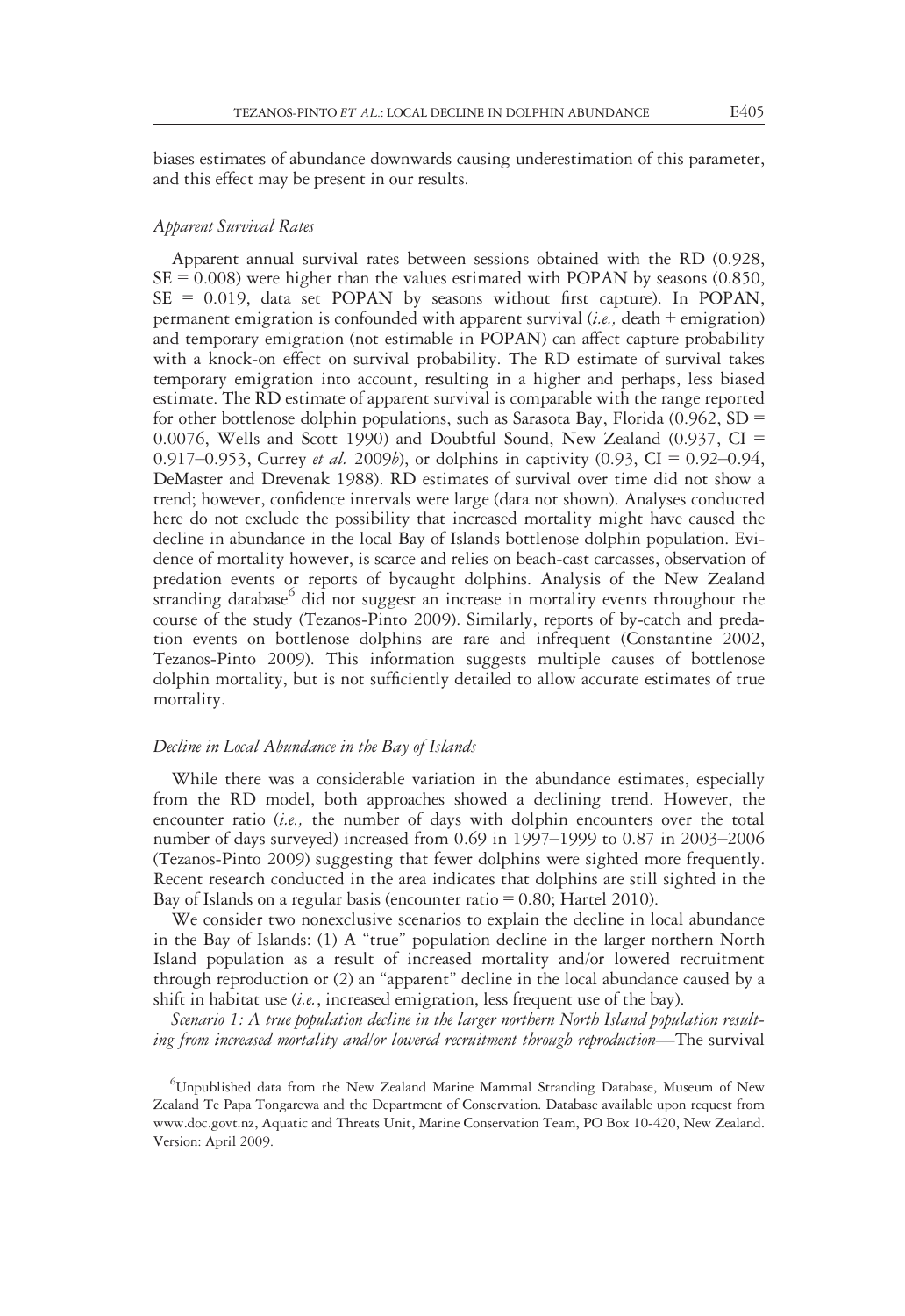biases estimates of abundance downwards causing underestimation of this parameter, and this effect may be present in our results.

### *Apparent Survival Rates*

Apparent annual survival rates between sessions obtained with the RD (0.928, SE = 0.008) were higher than the values estimated with POPAN by seasons (0.850, SE = 0.019, data set POPAN by seasons without first capture). In POPAN, permanent emigration is confounded with apparent survival (*i.e.,* death + emigration) and temporary emigration (not estimable in POPAN) can affect capture probability with a knock-on effect on survival probability. The RD estimate of survival takes temporary emigration into account, resulting in a higher and perhaps, less biased estimate. The RD estimate of apparent survival is comparable with the range reported for other bottlenose dolphin populations, such as Sarasota Bay, Florida (0.962, SD = 0.0076, Wells and Scott 1990) and Doubtful Sound, New Zealand (0.937, CI = 0.917–0.953, Currey *et al.* 2009*b*), or dolphins in captivity (0.93, CI = 0.92–0.94, DeMaster and Drevenak 1988). RD estimates of survival over time did not show a trend; however, confidence intervals were large (data not shown). Analyses conducted here do not exclude the possibility that increased mortality might have caused the decline in abundance in the local Bay of Islands bottlenose dolphin population. Evidence of mortality however, is scarce and relies on beach-cast carcasses, observation of predation events or reports of bycaught dolphins. Analysis of the New Zealand stranding database[6] did not suggest an increase in mortality events throughout the course of the study (Tezanos-Pinto 2009). Similarly, reports of by-catch and predation events on bottlenose dolphins are rare and infrequent (Constantine 2002, Tezanos-Pinto 2009). This information suggests multiple causes of bottlenose dolphin mortality, but is not sufficiently detailed to allow accurate estimates of true mortality.

### *Decline in Local Abundance in the Bay of Islands*

While there was a considerable variation in the abundance estimates, especially from the RD model, both approaches showed a declining trend. However, the encounter ratio (*i.e.,* the number of days with dolphin encounters over the total number of days surveyed) increased from 0.69 in 1997–1999 to 0.87 in 2003–2006 (Tezanos-Pinto 2009) suggesting that fewer dolphins were sighted more frequently. Recent research conducted in the area indicates that dolphins are still sighted in the Bay of Islands on a regular basis (encounter ratio = 0.80; Hartel 2010).

We consider two nonexclusive scenarios to explain the decline in local abundance in the Bay of Islands: (1) A "true" population decline in the larger northern North Island population as a result of increased mortality and/or lowered recruitment through reproduction or (2) an "apparent" decline in the local abundance caused by a shift in habitat use (*i.e.*, increased emigration, less frequent use of the bay).

*Scenario 1: A true population decline in the larger northern North Island population resulting from increased mortality and/or lowered recruitment through reproduction*—The survival

[6]Unpublished data from the New Zealand Marine Mammal Stranding Database, Museum of New Zealand Te Papa Tongarewa and the Department of Conservation. Database available upon request from www.doc.govt.nz, Aquatic and Threats Unit, Marine Conservation Team, PO Box 10-420, New Zealand. Version: April 2009.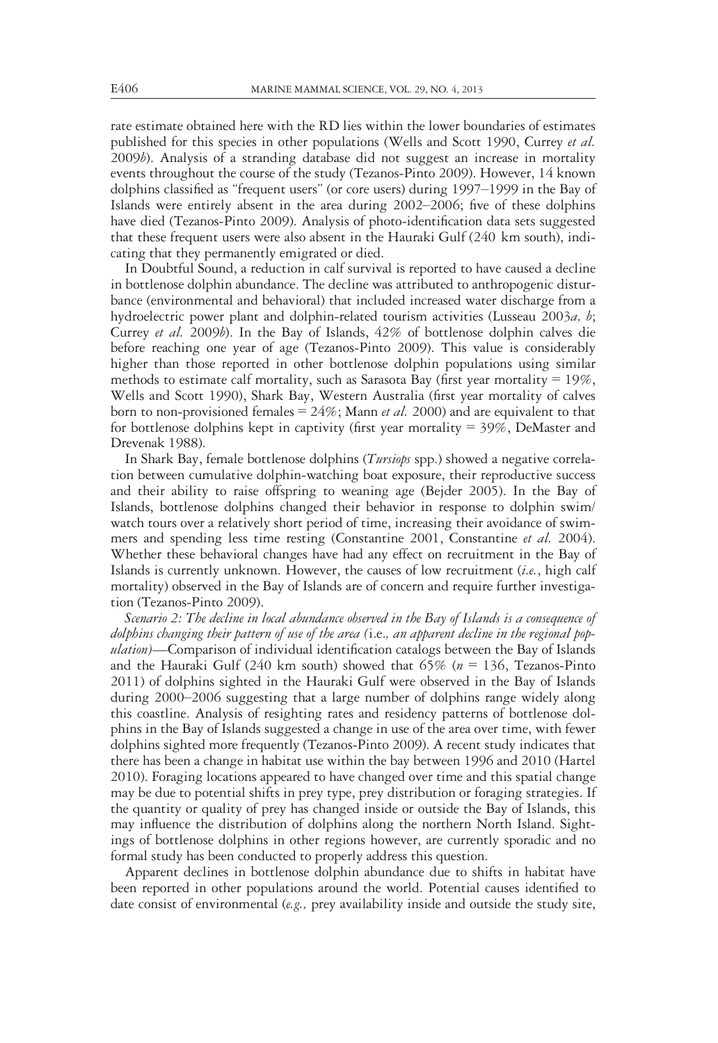rate estimate obtained here with the RD lies within the lower boundaries of estimates published for this species in other populations (Wells and Scott 1990, Currey *et al.* 2009*b*). Analysis of a stranding database did not suggest an increase in mortality events throughout the course of the study (Tezanos-Pinto 2009). However, 14 known dolphins classified as "frequent users" (or core users) during 1997–1999 in the Bay of Islands were entirely absent in the area during 2002–2006; five of these dolphins have died (Tezanos-Pinto 2009). Analysis of photo-identification data sets suggested that these frequent users were also absent in the Hauraki Gulf (240 km south), indicating that they permanently emigrated or died.

In Doubtful Sound, a reduction in calf survival is reported to have caused a decline in bottlenose dolphin abundance. The decline was attributed to anthropogenic disturbance (environmental and behavioral) that included increased water discharge from a hydroelectric power plant and dolphin-related tourism activities (Lusseau 2003*a, b*; Currey *et al.* 2009*b*). In the Bay of Islands, 42% of bottlenose dolphin calves die before reaching one year of age (Tezanos-Pinto 2009). This value is considerably higher than those reported in other bottlenose dolphin populations using similar methods to estimate calf mortality, such as Sarasota Bay (first year mortality = 19%, Wells and Scott 1990), Shark Bay, Western Australia (first year mortality of calves born to non-provisioned females = 24%; Mann *et al.* 2000) and are equivalent to that for bottlenose dolphins kept in captivity (first year mortality = 39%, DeMaster and Drevenak 1988).

In Shark Bay, female bottlenose dolphins (*Tursiops* spp.) showed a negative correlation between cumulative dolphin-watching boat exposure, their reproductive success and their ability to raise offspring to weaning age (Bejder 2005). In the Bay of Islands, bottlenose dolphins changed their behavior in response to dolphin swim/watch tours over a relatively short period of time, increasing their avoidance of swimmers and spending less time resting (Constantine 2001, Constantine *et al.* 2004). Whether these behavioral changes have had any effect on recruitment in the Bay of Islands is currently unknown. However, the causes of low recruitment (*i.e.*, high calf mortality) observed in the Bay of Islands are of concern and require further investigation (Tezanos-Pinto 2009).

*Scenario 2: The decline in local abundance observed in the Bay of Islands is a consequence of dolphins changing their pattern of use of the area (*i.e.*, an apparent decline in the regional population)*—Comparison of individual identification catalogs between the Bay of Islands and the Hauraki Gulf (240 km south) showed that 65% ($n$ = 136, Tezanos-Pinto 2011) of dolphins sighted in the Hauraki Gulf were observed in the Bay of Islands during 2000–2006 suggesting that a large number of dolphins range widely along this coastline. Analysis of resighting rates and residency patterns of bottlenose dolphins in the Bay of Islands suggested a change in use of the area over time, with fewer dolphins sighted more frequently (Tezanos-Pinto 2009). A recent study indicates that there has been a change in habitat use within the bay between 1996 and 2010 (Hartel 2010). Foraging locations appeared to have changed over time and this spatial change may be due to potential shifts in prey type, prey distribution or foraging strategies. If the quantity or quality of prey has changed inside or outside the Bay of Islands, this may influence the distribution of dolphins along the northern North Island. Sightings of bottlenose dolphins in other regions however, are currently sporadic and no formal study has been conducted to properly address this question.

Apparent declines in bottlenose dolphin abundance due to shifts in habitat have been reported in other populations around the world. Potential causes identified to date consist of environmental (*e.g.,* prey availability inside and outside the study site,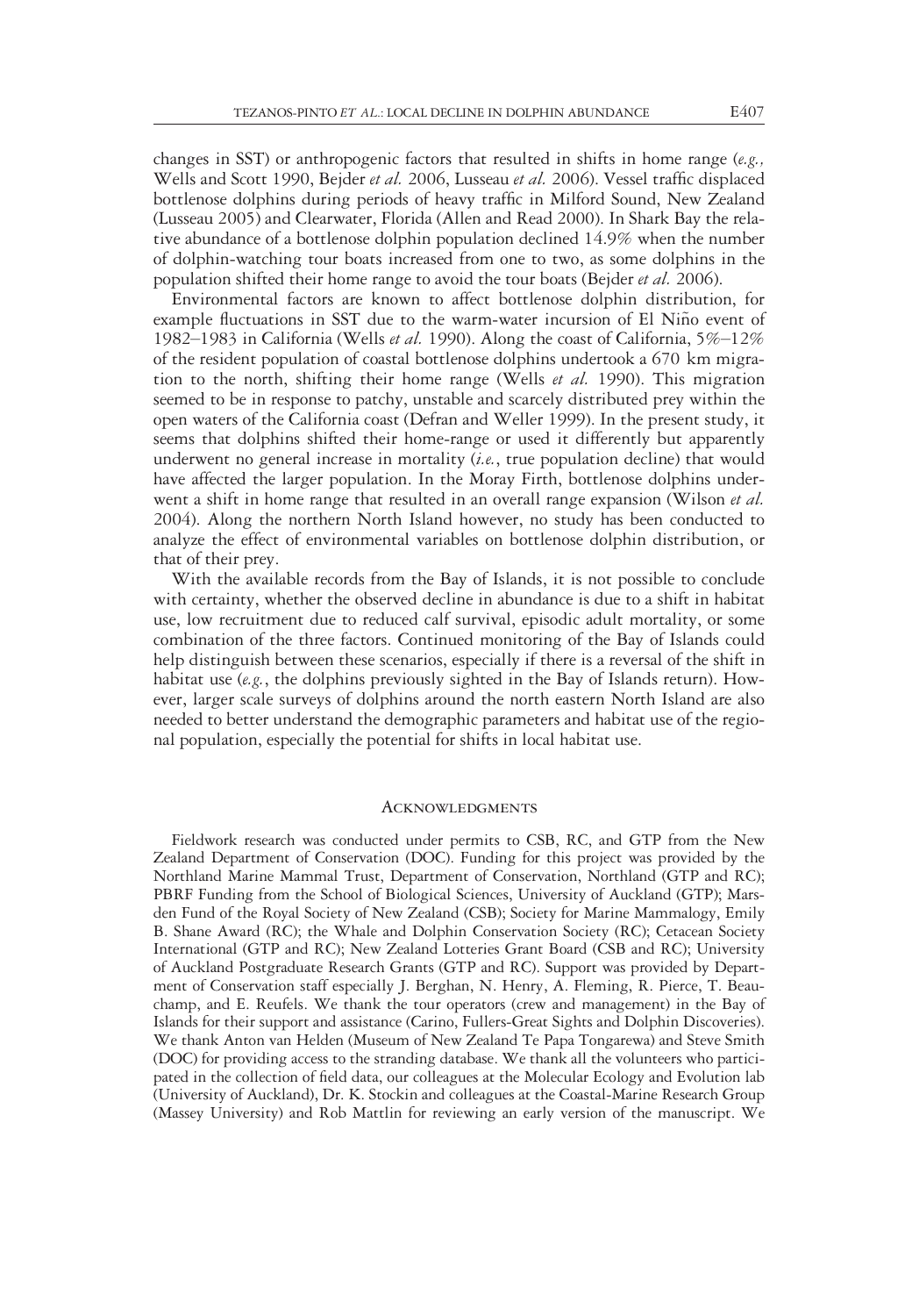changes in SST) or anthropogenic factors that resulted in shifts in home range (*e.g.,* Wells and Scott 1990, Bejder *et al.* 2006, Lusseau *et al.* 2006). Vessel traffic displaced bottlenose dolphins during periods of heavy traffic in Milford Sound, New Zealand (Lusseau 2005) and Clearwater, Florida (Allen and Read 2000). In Shark Bay the relative abundance of a bottlenose dolphin population declined 14.9% when the number of dolphin-watching tour boats increased from one to two, as some dolphins in the population shifted their home range to avoid the tour boats (Bejder *et al.* 2006).

Environmental factors are known to affect bottlenose dolphin distribution, for example fluctuations in SST due to the warm-water incursion of El Niño event of 1982–1983 in California (Wells *et al.* 1990). Along the coast of California, 5%–12% of the resident population of coastal bottlenose dolphins undertook a 670 km migration to the north, shifting their home range (Wells *et al.* 1990). This migration seemed to be in response to patchy, unstable and scarcely distributed prey within the open waters of the California coast (Defran and Weller 1999). In the present study, it seems that dolphins shifted their home-range or used it differently but apparently underwent no general increase in mortality (*i.e.*, true population decline) that would have affected the larger population. In the Moray Firth, bottlenose dolphins underwent a shift in home range that resulted in an overall range expansion (Wilson *et al.* 2004). Along the northern North Island however, no study has been conducted to analyze the effect of environmental variables on bottlenose dolphin distribution, or that of their prey.

With the available records from the Bay of Islands, it is not possible to conclude with certainty, whether the observed decline in abundance is due to a shift in habitat use, low recruitment due to reduced calf survival, episodic adult mortality, or some combination of the three factors. Continued monitoring of the Bay of Islands could help distinguish between these scenarios, especially if there is a reversal of the shift in habitat use (*e.g.*, the dolphins previously sighted in the Bay of Islands return). However, larger scale surveys of dolphins around the north eastern North Island are also needed to better understand the demographic parameters and habitat use of the regional population, especially the potential for shifts in local habitat use.

## Acknowledgments

Fieldwork research was conducted under permits to CSB, RC, and GTP from the New Zealand Department of Conservation (DOC). Funding for this project was provided by the Northland Marine Mammal Trust, Department of Conservation, Northland (GTP and RC); PBRF Funding from the School of Biological Sciences, University of Auckland (GTP); Marsden Fund of the Royal Society of New Zealand (CSB); Society for Marine Mammalogy, Emily B. Shane Award (RC); the Whale and Dolphin Conservation Society (RC); Cetacean Society International (GTP and RC); New Zealand Lotteries Grant Board (CSB and RC); University of Auckland Postgraduate Research Grants (GTP and RC). Support was provided by Department of Conservation staff especially J. Berghan, N. Henry, A. Fleming, R. Pierce, T. Beauchamp, and E. Reufels. We thank the tour operators (crew and management) in the Bay of Islands for their support and assistance (Carino, Fullers-Great Sights and Dolphin Discoveries). We thank Anton van Helden (Museum of New Zealand Te Papa Tongarewa) and Steve Smith (DOC) for providing access to the stranding database. We thank all the volunteers who participated in the collection of field data, our colleagues at the Molecular Ecology and Evolution lab (University of Auckland), Dr. K. Stockin and colleagues at the Coastal-Marine Research Group (Massey University) and Rob Mattlin for reviewing an early version of the manuscript. We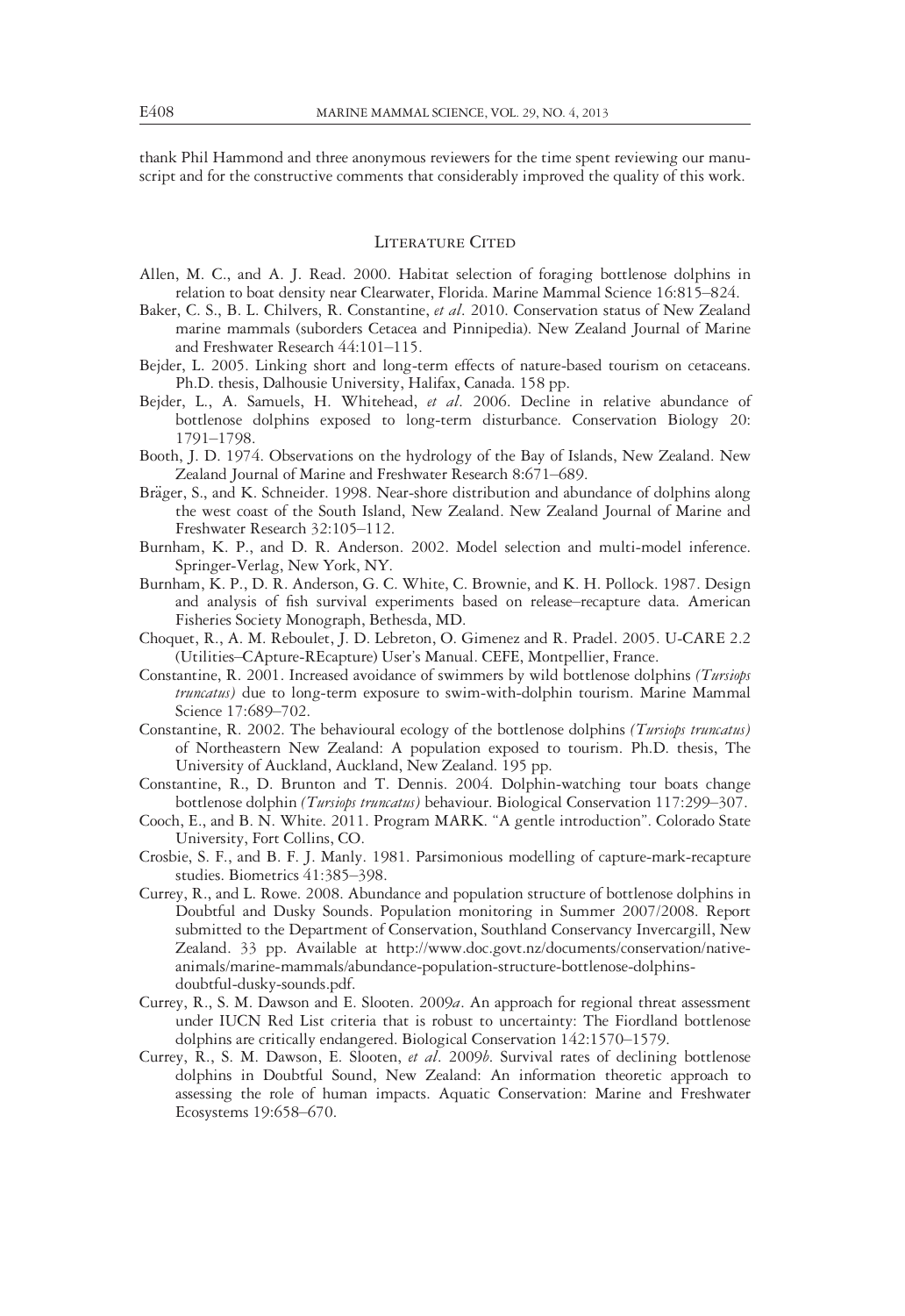thank Phil Hammond and three anonymous reviewers for the time spent reviewing our manuscript and for the constructive comments that considerably improved the quality of this work.

## Literature Cited

Allen, M. C., and A. J. Read. 2000. Habitat selection of foraging bottlenose dolphins in relation to boat density near Clearwater, Florida. Marine Mammal Science 16:815–824.

Baker, C. S., B. L. Chilvers, R. Constantine, *et al*. 2010. Conservation status of New Zealand marine mammals (suborders Cetacea and Pinnipedia). New Zealand Journal of Marine and Freshwater Research 44:101–115.

Bejder, L. 2005. Linking short and long-term effects of nature-based tourism on cetaceans. Ph.D. thesis, Dalhousie University, Halifax, Canada. 158 pp.

Bejder, L., A. Samuels, H. Whitehead, *et al*. 2006. Decline in relative abundance of bottlenose dolphins exposed to long-term disturbance. Conservation Biology 20: 1791–1798.

Booth, J. D. 1974. Observations on the hydrology of the Bay of Islands, New Zealand. New Zealand Journal of Marine and Freshwater Research 8:671–689.

Bräger, S., and K. Schneider. 1998. Near-shore distribution and abundance of dolphins along the west coast of the South Island, New Zealand. New Zealand Journal of Marine and Freshwater Research 32:105–112.

Burnham, K. P., and D. R. Anderson. 2002. Model selection and multi-model inference. Springer-Verlag, New York, NY.

Burnham, K. P., D. R. Anderson, G. C. White, C. Brownie, and K. H. Pollock. 1987. Design and analysis of fish survival experiments based on release–recapture data. American Fisheries Society Monograph, Bethesda, MD.

Choquet, R., A. M. Reboulet, J. D. Lebreton, O. Gimenez and R. Pradel. 2005. U-CARE 2.2 (Utilities–CApture-REcapture) User's Manual. CEFE, Montpellier, France.

Constantine, R. 2001. Increased avoidance of swimmers by wild bottlenose dolphins *(Tursiops truncatus)* due to long-term exposure to swim-with-dolphin tourism. Marine Mammal Science 17:689–702.

Constantine, R. 2002. The behavioural ecology of the bottlenose dolphins *(Tursiops truncatus)* of Northeastern New Zealand: A population exposed to tourism. Ph.D. thesis, The University of Auckland, Auckland, New Zealand. 195 pp.

Constantine, R., D. Brunton and T. Dennis. 2004. Dolphin-watching tour boats change bottlenose dolphin *(Tursiops truncatus)* behaviour. Biological Conservation 117:299–307.

Cooch, E., and B. N. White. 2011. Program MARK. "A gentle introduction". Colorado State University, Fort Collins, CO.

Crosbie, S. F., and B. F. J. Manly. 1981. Parsimonious modelling of capture-mark-recapture studies. Biometrics 41:385–398.

Currey, R., and L. Rowe. 2008. Abundance and population structure of bottlenose dolphins in Doubtful and Dusky Sounds. Population monitoring in Summer 2007/2008. Report submitted to the Department of Conservation, Southland Conservancy Invercargill, New Zealand. 33 pp. Available at http://www.doc.govt.nz/documents/conservation/native-animals/marine-mammals/abundance-population-structure-bottlenose-dolphins-doubtful-dusky-sounds.pdf.

Currey, R., S. M. Dawson and E. Slooten. 2009*a*. An approach for regional threat assessment under IUCN Red List criteria that is robust to uncertainty: The Fiordland bottlenose dolphins are critically endangered. Biological Conservation 142:1570–1579.

Currey, R., S. M. Dawson, E. Slooten, *et al*. 2009*b*. Survival rates of declining bottlenose dolphins in Doubtful Sound, New Zealand: An information theoretic approach to assessing the role of human impacts. Aquatic Conservation: Marine and Freshwater Ecosystems 19:658–670.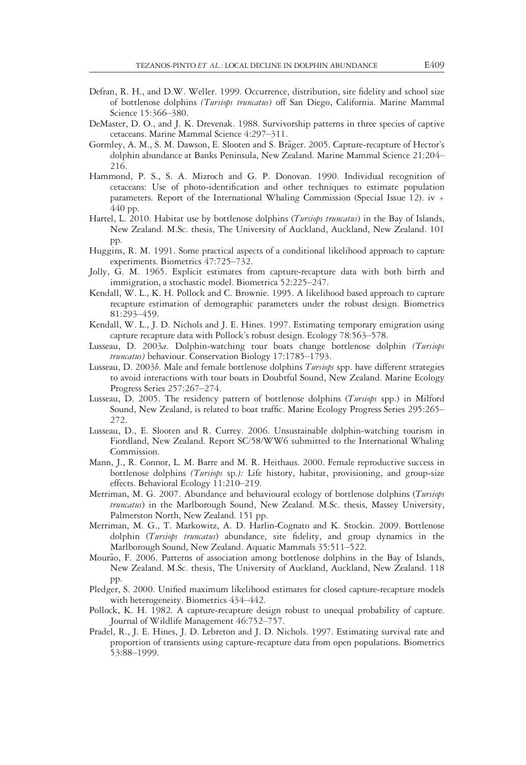Defran, R. H., and D.W. Weller. 1999. Occurrence, distribution, site fidelity and school size of bottlenose dolphins *(Tursiops truncatus)* off San Diego, California. Marine Mammal Science 15:366–380.

DeMaster, D. O., and J. K. Drevenak. 1988. Survivorship patterns in three species of captive cetaceans. Marine Mammal Science 4:297–311.

Gormley, A. M., S. M. Dawson, E. Slooten and S. Bräger. 2005. Capture-recapture of Hector's dolphin abundance at Banks Peninsula, New Zealand. Marine Mammal Science 21:204–216.

Hammond, P. S., S. A. Mizroch and G. P. Donovan. 1990. Individual recognition of cetaceans: Use of photo-identification and other techniques to estimate population parameters. Report of the International Whaling Commission (Special Issue 12). iv + 440 pp.

Hartel, L. 2010. Habitat use by bottlenose dolphins (*Tursiops truncatus*) in the Bay of Islands, New Zealand. M.Sc. thesis, The University of Auckland, Auckland, New Zealand. 101 pp.

Huggins, R. M. 1991. Some practical aspects of a conditional likelihood approach to capture experiments. Biometrics 47:725–732.

Jolly, G. M. 1965. Explicit estimates from capture-recapture data with both birth and immigration, a stochastic model. Biometrica 52:225–247.

Kendall, W. L., K. H. Pollock and C. Brownie. 1995. A likelihood based approach to capture recapture estimation of demographic parameters under the robust design. Biometrics 81:293–459.

Kendall, W. L., J. D. Nichols and J. E. Hines. 1997. Estimating temporary emigration using capture recapture data with Pollock's robust design. Ecology 78:563–578.

Lusseau, D. 2003*a*. Dolphin-watching tour boats change bottlenose dolphin *(Tursiops truncatus)* behaviour. Conservation Biology 17:1785–1793.

Lusseau, D. 2003*b*. Male and female bottlenose dolphins *Tursiops* spp. have different strategies to avoid interactions with tour boats in Doubtful Sound, New Zealand. Marine Ecology Progress Series 257:267–274.

Lusseau, D. 2005. The residency pattern of bottlenose dolphins (*Tursiops* spp.) in Milford Sound, New Zealand, is related to boat traffic. Marine Ecology Progress Series 295:265–272.

Lusseau, D., E. Slooten and R. Currey. 2006. Unsustainable dolphin-watching tourism in Fiordland, New Zealand. Report SC/58/WW6 submitted to the International Whaling Commission.

Mann, J., R. Connor, L. M. Barre and M. R. Heithaus. 2000. Female reproductive success in bottlenose dolphins *(Tursiops* sp.*)*: Life history, habitat, provisioning, and group-size effects. Behavioral Ecology 11:210–219.

Merriman, M. G. 2007. Abundance and behavioural ecology of bottlenose dolphins (*Tursiops truncatus*) in the Marlborough Sound, New Zealand. M.Sc. thesis, Massey University, Palmerston North, New Zealand. 151 pp.

Merriman, M. G., T. Markowitz, A. D. Harlin-Cognato and K. Stockin. 2009. Bottlenose dolphin (*Tursiops truncatus*) abundance, site fidelity, and group dynamics in the Marlborough Sound, New Zealand. Aquatic Mammals 35:511–522.

Mourão, F. 2006. Patterns of association among bottlenose dolphins in the Bay of Islands, New Zealand. M.Sc. thesis, The University of Auckland, Auckland, New Zealand. 118 pp.

Pledger, S. 2000. Unified maximum likelihood estimates for closed capture-recapture models with heterogeneity. Biometrics 434–442.

Pollock, K. H. 1982. A capture-recapture design robust to unequal probability of capture. Journal of Wildlife Management 46:752–757.

Pradel, R., J. E. Hines, J. D. Lebreton and J. D. Nichols. 1997. Estimating survival rate and proportion of transients using capture-recapture data from open populations. Biometrics 53:88–1999.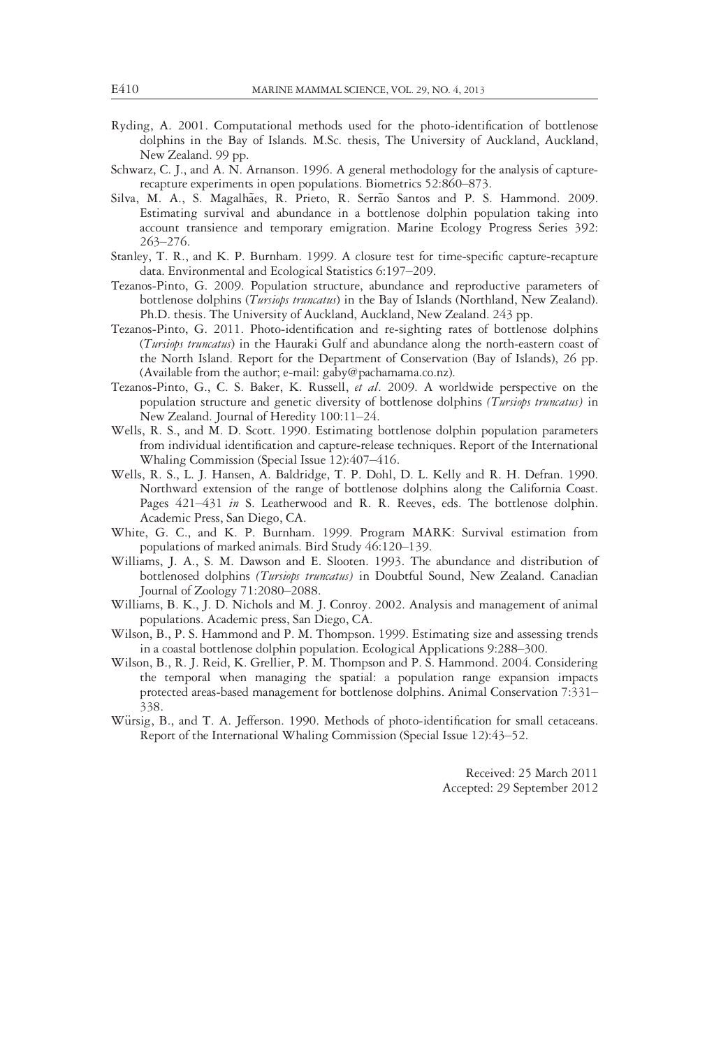Ryding, A. 2001. Computational methods used for the photo-identification of bottlenose dolphins in the Bay of Islands. M.Sc. thesis, The University of Auckland, Auckland, New Zealand. 99 pp.

Schwarz, C. J., and A. N. Arnanson. 1996. A general methodology for the analysis of capture-recapture experiments in open populations. Biometrics 52:860–873.

Silva, M. A., S. Magalhães, R. Prieto, R. Serrão Santos and P. S. Hammond. 2009. Estimating survival and abundance in a bottlenose dolphin population taking into account transience and temporary emigration. Marine Ecology Progress Series 392: 263–276.

Stanley, T. R., and K. P. Burnham. 1999. A closure test for time-specific capture-recapture data. Environmental and Ecological Statistics 6:197–209.

Tezanos-Pinto, G. 2009. Population structure, abundance and reproductive parameters of bottlenose dolphins (*Tursiops truncatus*) in the Bay of Islands (Northland, New Zealand). Ph.D. thesis. The University of Auckland, Auckland, New Zealand. 243 pp.

Tezanos-Pinto, G. 2011. Photo-identification and re-sighting rates of bottlenose dolphins (*Tursiops truncatus*) in the Hauraki Gulf and abundance along the north-eastern coast of the North Island. Report for the Department of Conservation (Bay of Islands), 26 pp. (Available from the author; e-mail: gaby@pachamama.co.nz).

Tezanos-Pinto, G., C. S. Baker, K. Russell, *et al*. 2009. A worldwide perspective on the population structure and genetic diversity of bottlenose dolphins *(Tursiops truncatus)* in New Zealand. Journal of Heredity 100:11–24.

Wells, R. S., and M. D. Scott. 1990. Estimating bottlenose dolphin population parameters from individual identification and capture-release techniques. Report of the International Whaling Commission (Special Issue 12):407–416.

Wells, R. S., L. J. Hansen, A. Baldridge, T. P. Dohl, D. L. Kelly and R. H. Defran. 1990. Northward extension of the range of bottlenose dolphins along the California Coast. Pages 421–431 *in* S. Leatherwood and R. R. Reeves, eds. The bottlenose dolphin. Academic Press, San Diego, CA.

White, G. C., and K. P. Burnham. 1999. Program MARK: Survival estimation from populations of marked animals. Bird Study 46:120–139.

Williams, J. A., S. M. Dawson and E. Slooten. 1993. The abundance and distribution of bottlenosed dolphins *(Tursiops truncatus)* in Doubtful Sound, New Zealand. Canadian Journal of Zoology 71:2080–2088.

Williams, B. K., J. D. Nichols and M. J. Conroy. 2002. Analysis and management of animal populations. Academic press, San Diego, CA.

Wilson, B., P. S. Hammond and P. M. Thompson. 1999. Estimating size and assessing trends in a coastal bottlenose dolphin population. Ecological Applications 9:288–300.

Wilson, B., R. J. Reid, K. Grellier, P. M. Thompson and P. S. Hammond. 2004. Considering the temporal when managing the spatial: a population range expansion impacts protected areas-based management for bottlenose dolphins. Animal Conservation 7:331–338.

Würsig, B., and T. A. Jefferson. 1990. Methods of photo-identification for small cetaceans. Report of the International Whaling Commission (Special Issue 12):43–52.

Received: 25 March 2011
Accepted: 29 September 2012